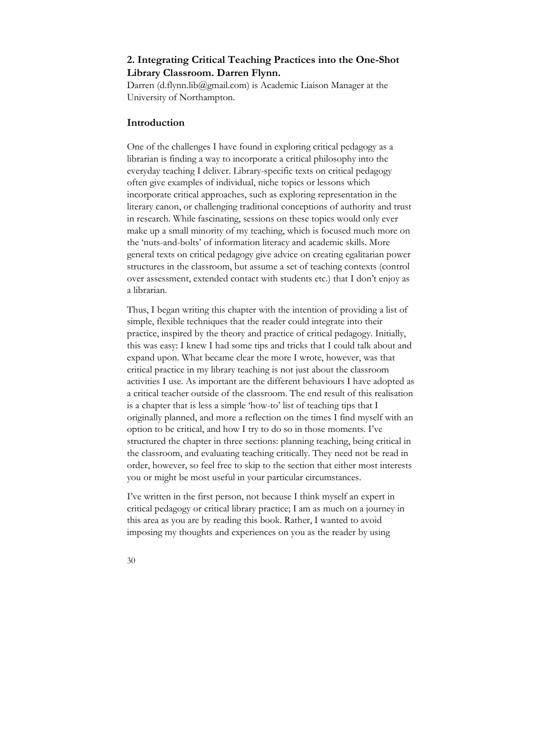## 2. Integrating Critical Teaching Practices into the One-Shot Library Classroom. Darren Flynn.

Darren (d.flynn.lib@gmail.com) is Academic Liaison Manager at the University of Northampton.

### Introduction

One of the challenges I have found in exploring critical pedagogy as a librarian is finding a way to incorporate a critical philosophy into the everyday teaching I deliver. Library-specific texts on critical pedagogy often give examples of individual, niche topics or lessons which incorporate critical approaches, such as exploring representation in the literary canon, or challenging traditional conceptions of authority and trust in research. While fascinating, sessions on these topics would only ever make up a small minority of my teaching, which is focused much more on the 'nuts-and-bolts' of information literacy and academic skills. More general texts on critical pedagogy give advice on creating egalitarian power structures in the classroom, but assume a set of teaching contexts (control over assessment, extended contact with students etc.) that I don't enjoy as a librarian.

Thus, I began writing this chapter with the intention of providing a list of simple, flexible techniques that the reader could integrate into their practice, inspired by the theory and practice of critical pedagogy. Initially, this was easy: I knew I had some tips and tricks that I could talk about and expand upon. What became clear the more I wrote, however, was that critical practice in my library teaching is not just about the classroom activities I use. As important are the different behaviours I have adopted as a critical teacher outside of the classroom. The end result of this realisation is a chapter that is less a simple 'how-to' list of teaching tips that I originally planned, and more a reflection on the times I find myself with an option to be critical, and how I try to do so in those moments. I've structured the chapter in three sections: planning teaching, being critical in the classroom, and evaluating teaching critically. They need not be read in order, however, so feel free to skip to the section that either most interests you or might be most useful in your particular circumstances.

I've written in the first person, not because I think myself an expert in critical pedagogy or critical library practice; I am as much on a journey in this area as you are by reading this book. Rather, I wanted to avoid imposing my thoughts and experiences on you as the reader by using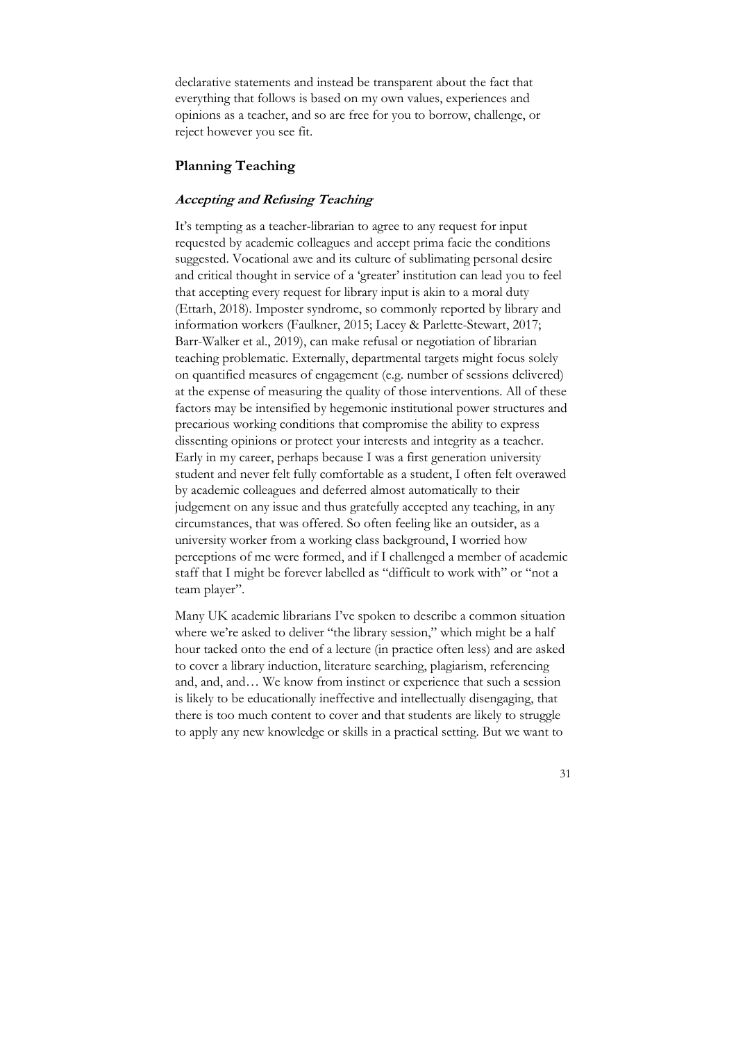declarative statements and instead be transparent about the fact that everything that follows is based on my own values, experiences and opinions as a teacher, and so are free for you to borrow, challenge, or reject however you see fit.

## Planning Teaching

### *Accepting and Refusing Teaching*

It's tempting as a teacher-librarian to agree to any request for input requested by academic colleagues and accept prima facie the conditions suggested. Vocational awe and its culture of sublimating personal desire and critical thought in service of a 'greater' institution can lead you to feel that accepting every request for library input is akin to a moral duty (Ettarh, 2018). Imposter syndrome, so commonly reported by library and information workers (Faulkner, 2015; Lacey & Parlette-Stewart, 2017; Barr-Walker et al., 2019), can make refusal or negotiation of librarian teaching problematic. Externally, departmental targets might focus solely on quantified measures of engagement (e.g. number of sessions delivered) at the expense of measuring the quality of those interventions. All of these factors may be intensified by hegemonic institutional power structures and precarious working conditions that compromise the ability to express dissenting opinions or protect your interests and integrity as a teacher. Early in my career, perhaps because I was a first generation university student and never felt fully comfortable as a student, I often felt overawed by academic colleagues and deferred almost automatically to their judgement on any issue and thus gratefully accepted any teaching, in any circumstances, that was offered. So often feeling like an outsider, as a university worker from a working class background, I worried how perceptions of me were formed, and if I challenged a member of academic staff that I might be forever labelled as "difficult to work with" or "not a team player".

Many UK academic librarians I've spoken to describe a common situation where we're asked to deliver "the library session," which might be a half hour tacked onto the end of a lecture (in practice often less) and are asked to cover a library induction, literature searching, plagiarism, referencing and, and, and… We know from instinct or experience that such a session is likely to be educationally ineffective and intellectually disengaging, that there is too much content to cover and that students are likely to struggle to apply any new knowledge or skills in a practical setting. But we want to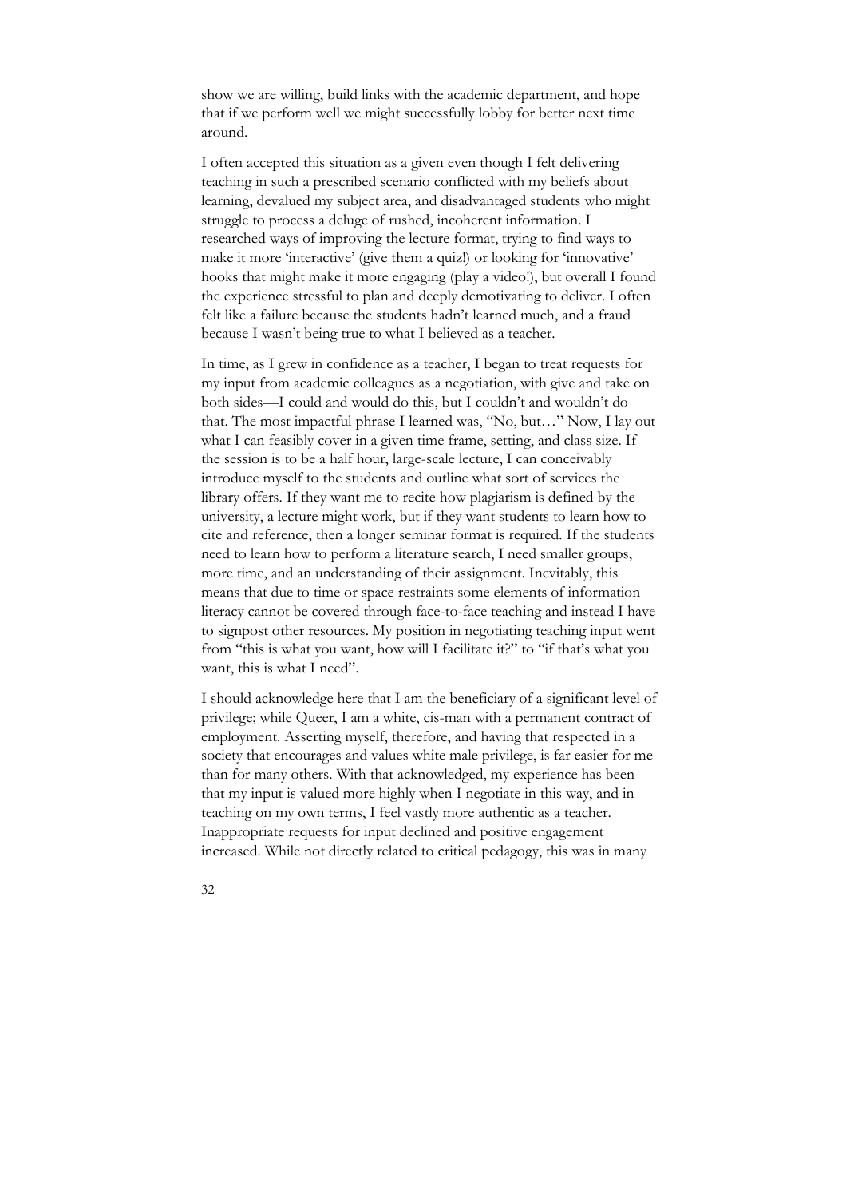show we are willing, build links with the academic department, and hope that if we perform well we might successfully lobby for better next time around.

I often accepted this situation as a given even though I felt delivering teaching in such a prescribed scenario conflicted with my beliefs about learning, devalued my subject area, and disadvantaged students who might struggle to process a deluge of rushed, incoherent information. I researched ways of improving the lecture format, trying to find ways to make it more 'interactive' (give them a quiz!) or looking for 'innovative' hooks that might make it more engaging (play a video!), but overall I found the experience stressful to plan and deeply demotivating to deliver. I often felt like a failure because the students hadn't learned much, and a fraud because I wasn't being true to what I believed as a teacher.

In time, as I grew in confidence as a teacher, I began to treat requests for my input from academic colleagues as a negotiation, with give and take on both sides—I could and would do this, but I couldn't and wouldn't do that. The most impactful phrase I learned was, "No, but…" Now, I lay out what I can feasibly cover in a given time frame, setting, and class size. If the session is to be a half hour, large-scale lecture, I can conceivably introduce myself to the students and outline what sort of services the library offers. If they want me to recite how plagiarism is defined by the university, a lecture might work, but if they want students to learn how to cite and reference, then a longer seminar format is required. If the students need to learn how to perform a literature search, I need smaller groups, more time, and an understanding of their assignment. Inevitably, this means that due to time or space restraints some elements of information literacy cannot be covered through face-to-face teaching and instead I have to signpost other resources. My position in negotiating teaching input went from "this is what you want, how will I facilitate it?" to "if that's what you want, this is what I need".

I should acknowledge here that I am the beneficiary of a significant level of privilege; while Queer, I am a white, cis-man with a permanent contract of employment. Asserting myself, therefore, and having that respected in a society that encourages and values white male privilege, is far easier for me than for many others. With that acknowledged, my experience has been that my input is valued more highly when I negotiate in this way, and in teaching on my own terms, I feel vastly more authentic as a teacher. Inappropriate requests for input declined and positive engagement increased. While not directly related to critical pedagogy, this was in many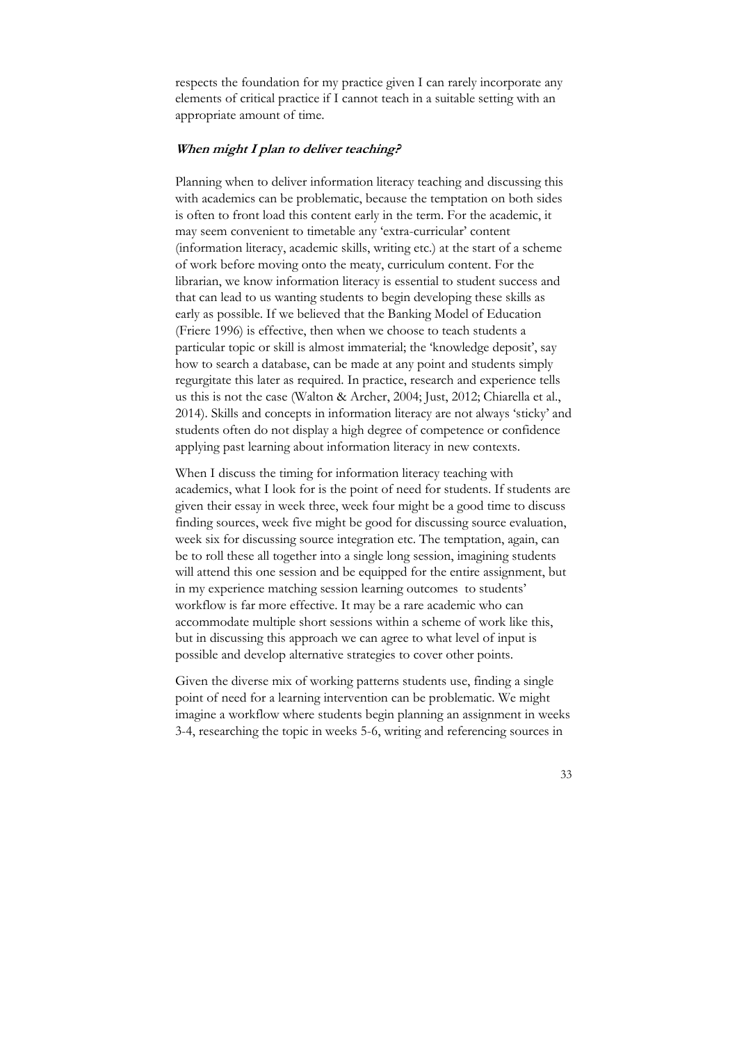respects the foundation for my practice given I can rarely incorporate any elements of critical practice if I cannot teach in a suitable setting with an appropriate amount of time.

### *When might I plan to deliver teaching?*

Planning when to deliver information literacy teaching and discussing this with academics can be problematic, because the temptation on both sides is often to front load this content early in the term. For the academic, it may seem convenient to timetable any 'extra-curricular' content (information literacy, academic skills, writing etc.) at the start of a scheme of work before moving onto the meaty, curriculum content. For the librarian, we know information literacy is essential to student success and that can lead to us wanting students to begin developing these skills as early as possible. If we believed that the Banking Model of Education (Friere 1996) is effective, then when we choose to teach students a particular topic or skill is almost immaterial; the 'knowledge deposit', say how to search a database, can be made at any point and students simply regurgitate this later as required. In practice, research and experience tells us this is not the case (Walton & Archer, 2004; Just, 2012; Chiarella et al., 2014). Skills and concepts in information literacy are not always 'sticky' and students often do not display a high degree of competence or confidence applying past learning about information literacy in new contexts.

When I discuss the timing for information literacy teaching with academics, what I look for is the point of need for students. If students are given their essay in week three, week four might be a good time to discuss finding sources, week five might be good for discussing source evaluation, week six for discussing source integration etc. The temptation, again, can be to roll these all together into a single long session, imagining students will attend this one session and be equipped for the entire assignment, but in my experience matching session learning outcomes to students' workflow is far more effective. It may be a rare academic who can accommodate multiple short sessions within a scheme of work like this, but in discussing this approach we can agree to what level of input is possible and develop alternative strategies to cover other points.

Given the diverse mix of working patterns students use, finding a single point of need for a learning intervention can be problematic. We might imagine a workflow where students begin planning an assignment in weeks 3-4, researching the topic in weeks 5-6, writing and referencing sources in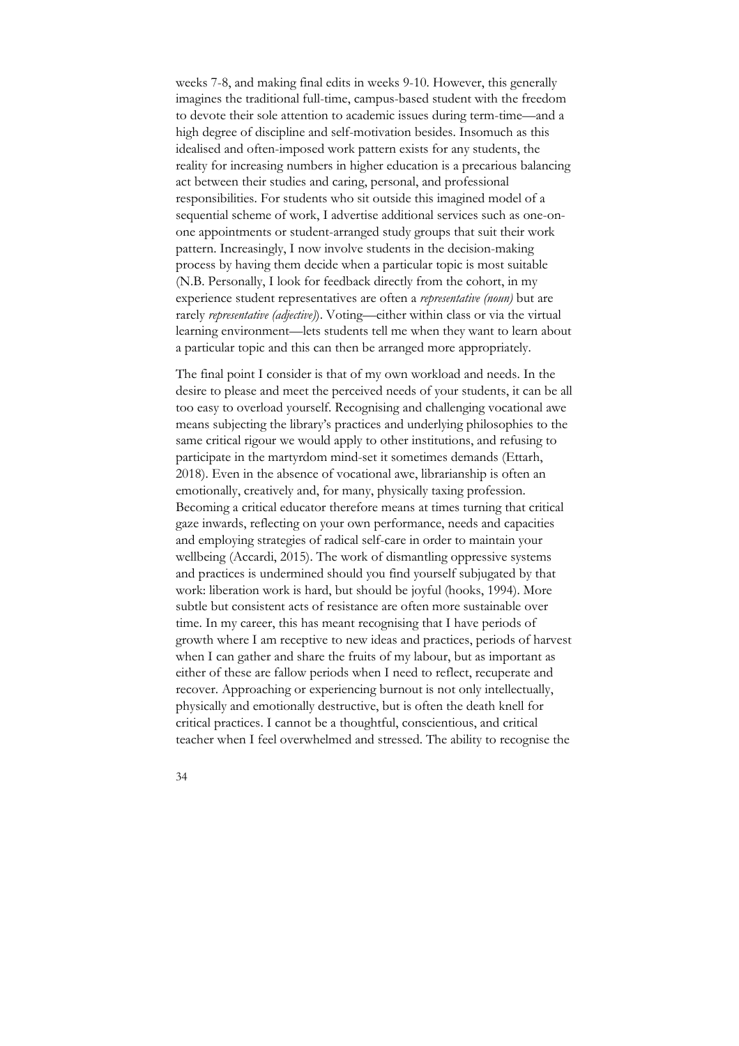weeks 7-8, and making final edits in weeks 9-10. However, this generally imagines the traditional full-time, campus-based student with the freedom to devote their sole attention to academic issues during term-time—and a high degree of discipline and self-motivation besides. Insomuch as this idealised and often-imposed work pattern exists for any students, the reality for increasing numbers in higher education is a precarious balancing act between their studies and caring, personal, and professional responsibilities. For students who sit outside this imagined model of a sequential scheme of work, I advertise additional services such as one-on-one appointments or student-arranged study groups that suit their work pattern. Increasingly, I now involve students in the decision-making process by having them decide when a particular topic is most suitable (N.B. Personally, I look for feedback directly from the cohort, in my experience student representatives are often a *representative (noun)* but are rarely *representative (adjective)*). Voting—either within class or via the virtual learning environment—lets students tell me when they want to learn about a particular topic and this can then be arranged more appropriately.

The final point I consider is that of my own workload and needs. In the desire to please and meet the perceived needs of your students, it can be all too easy to overload yourself. Recognising and challenging vocational awe means subjecting the library's practices and underlying philosophies to the same critical rigour we would apply to other institutions, and refusing to participate in the martyrdom mind-set it sometimes demands (Ettarh, 2018). Even in the absence of vocational awe, librarianship is often an emotionally, creatively and, for many, physically taxing profession. Becoming a critical educator therefore means at times turning that critical gaze inwards, reflecting on your own performance, needs and capacities and employing strategies of radical self-care in order to maintain your wellbeing (Accardi, 2015). The work of dismantling oppressive systems and practices is undermined should you find yourself subjugated by that work: liberation work is hard, but should be joyful (hooks, 1994). More subtle but consistent acts of resistance are often more sustainable over time. In my career, this has meant recognising that I have periods of growth where I am receptive to new ideas and practices, periods of harvest when I can gather and share the fruits of my labour, but as important as either of these are fallow periods when I need to reflect, recuperate and recover. Approaching or experiencing burnout is not only intellectually, physically and emotionally destructive, but is often the death knell for critical practices. I cannot be a thoughtful, conscientious, and critical teacher when I feel overwhelmed and stressed. The ability to recognise the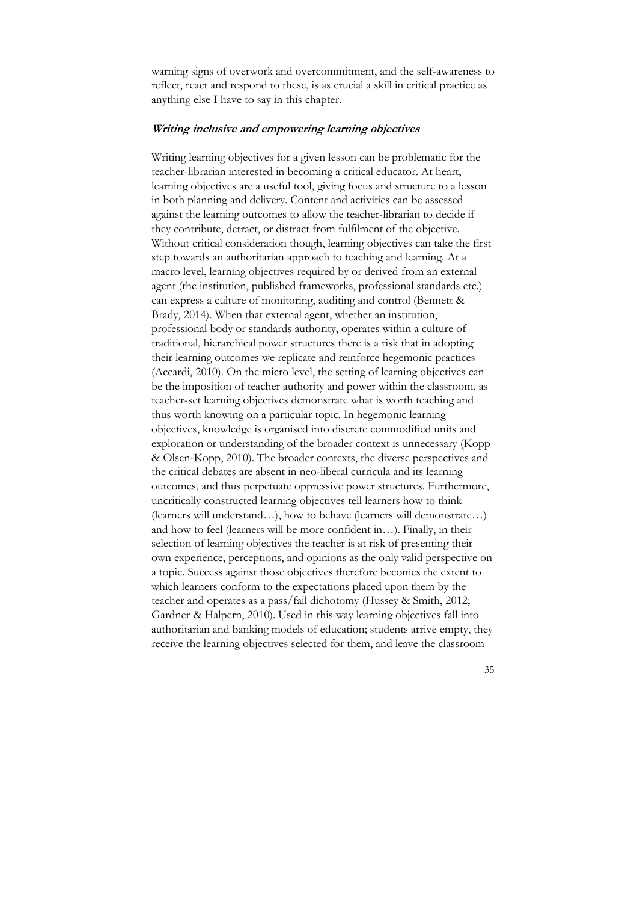warning signs of overwork and overcommitment, and the self-awareness to reflect, react and respond to these, is as crucial a skill in critical practice as anything else I have to say in this chapter.

### ***Writing inclusive and empowering learning objectives***

Writing learning objectives for a given lesson can be problematic for the teacher-librarian interested in becoming a critical educator. At heart, learning objectives are a useful tool, giving focus and structure to a lesson in both planning and delivery. Content and activities can be assessed against the learning outcomes to allow the teacher-librarian to decide if they contribute, detract, or distract from fulfilment of the objective. Without critical consideration though, learning objectives can take the first step towards an authoritarian approach to teaching and learning. At a macro level, learning objectives required by or derived from an external agent (the institution, published frameworks, professional standards etc.) can express a culture of monitoring, auditing and control (Bennett & Brady, 2014). When that external agent, whether an institution, professional body or standards authority, operates within a culture of traditional, hierarchical power structures there is a risk that in adopting their learning outcomes we replicate and reinforce hegemonic practices (Accardi, 2010). On the micro level, the setting of learning objectives can be the imposition of teacher authority and power within the classroom, as teacher-set learning objectives demonstrate what is worth teaching and thus worth knowing on a particular topic. In hegemonic learning objectives, knowledge is organised into discrete commodified units and exploration or understanding of the broader context is unnecessary (Kopp & Olsen-Kopp, 2010). The broader contexts, the diverse perspectives and the critical debates are absent in neo-liberal curricula and its learning outcomes, and thus perpetuate oppressive power structures. Furthermore, uncritically constructed learning objectives tell learners how to think (learners will understand…), how to behave (learners will demonstrate…) and how to feel (learners will be more confident in…). Finally, in their selection of learning objectives the teacher is at risk of presenting their own experience, perceptions, and opinions as the only valid perspective on a topic. Success against those objectives therefore becomes the extent to which learners conform to the expectations placed upon them by the teacher and operates as a pass/fail dichotomy (Hussey & Smith, 2012; Gardner & Halpern, 2010). Used in this way learning objectives fall into authoritarian and banking models of education; students arrive empty, they receive the learning objectives selected for them, and leave the classroom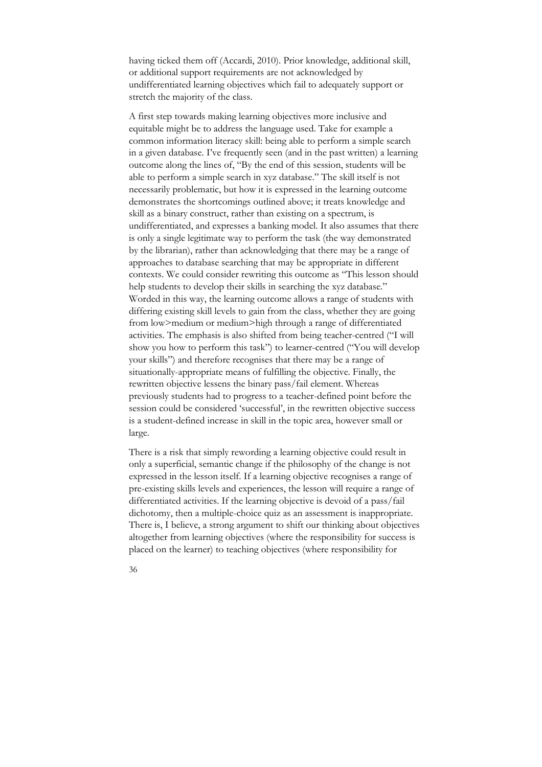having ticked them off (Accardi, 2010). Prior knowledge, additional skill, or additional support requirements are not acknowledged by undifferentiated learning objectives which fail to adequately support or stretch the majority of the class.

A first step towards making learning objectives more inclusive and equitable might be to address the language used. Take for example a common information literacy skill: being able to perform a simple search in a given database. I've frequently seen (and in the past written) a learning outcome along the lines of, "By the end of this session, students will be able to perform a simple search in xyz database." The skill itself is not necessarily problematic, but how it is expressed in the learning outcome demonstrates the shortcomings outlined above; it treats knowledge and skill as a binary construct, rather than existing on a spectrum, is undifferentiated, and expresses a banking model. It also assumes that there is only a single legitimate way to perform the task (the way demonstrated by the librarian), rather than acknowledging that there may be a range of approaches to database searching that may be appropriate in different contexts. We could consider rewriting this outcome as "This lesson should help students to develop their skills in searching the xyz database." Worded in this way, the learning outcome allows a range of students with differing existing skill levels to gain from the class, whether they are going from low>medium or medium>high through a range of differentiated activities. The emphasis is also shifted from being teacher-centred ("I will show you how to perform this task") to learner-centred ("You will develop your skills") and therefore recognises that there may be a range of situationally-appropriate means of fulfilling the objective. Finally, the rewritten objective lessens the binary pass/fail element. Whereas previously students had to progress to a teacher-defined point before the session could be considered 'successful', in the rewritten objective success is a student-defined increase in skill in the topic area, however small or large.

There is a risk that simply rewording a learning objective could result in only a superficial, semantic change if the philosophy of the change is not expressed in the lesson itself. If a learning objective recognises a range of pre-existing skills levels and experiences, the lesson will require a range of differentiated activities. If the learning objective is devoid of a pass/fail dichotomy, then a multiple-choice quiz as an assessment is inappropriate. There is, I believe, a strong argument to shift our thinking about objectives altogether from learning objectives (where the responsibility for success is placed on the learner) to teaching objectives (where responsibility for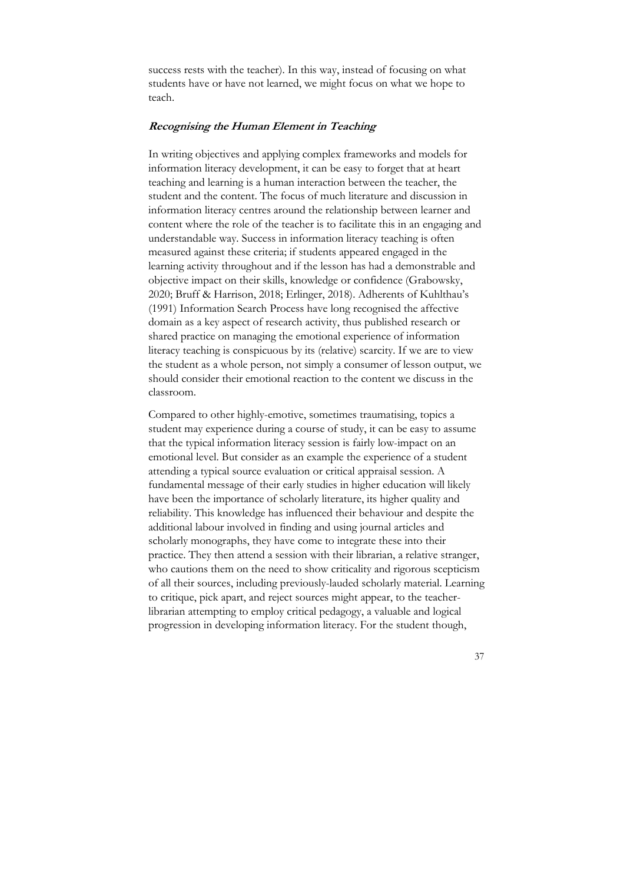success rests with the teacher). In this way, instead of focusing on what students have or have not learned, we might focus on what we hope to teach.

### ***Recognising the Human Element in Teaching***

In writing objectives and applying complex frameworks and models for information literacy development, it can be easy to forget that at heart teaching and learning is a human interaction between the teacher, the student and the content. The focus of much literature and discussion in information literacy centres around the relationship between learner and content where the role of the teacher is to facilitate this in an engaging and understandable way. Success in information literacy teaching is often measured against these criteria; if students appeared engaged in the learning activity throughout and if the lesson has had a demonstrable and objective impact on their skills, knowledge or confidence (Grabowsky, 2020; Bruff & Harrison, 2018; Erlinger, 2018). Adherents of Kuhlthau's (1991) Information Search Process have long recognised the affective domain as a key aspect of research activity, thus published research or shared practice on managing the emotional experience of information literacy teaching is conspicuous by its (relative) scarcity. If we are to view the student as a whole person, not simply a consumer of lesson output, we should consider their emotional reaction to the content we discuss in the classroom.

Compared to other highly-emotive, sometimes traumatising, topics a student may experience during a course of study, it can be easy to assume that the typical information literacy session is fairly low-impact on an emotional level. But consider as an example the experience of a student attending a typical source evaluation or critical appraisal session. A fundamental message of their early studies in higher education will likely have been the importance of scholarly literature, its higher quality and reliability. This knowledge has influenced their behaviour and despite the additional labour involved in finding and using journal articles and scholarly monographs, they have come to integrate these into their practice. They then attend a session with their librarian, a relative stranger, who cautions them on the need to show criticality and rigorous scepticism of all their sources, including previously-lauded scholarly material. Learning to critique, pick apart, and reject sources might appear, to the teacher-librarian attempting to employ critical pedagogy, a valuable and logical progression in developing information literacy. For the student though,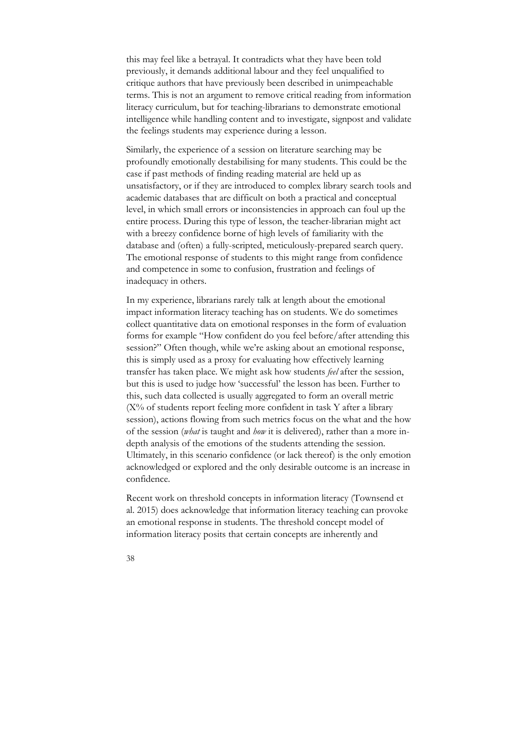this may feel like a betrayal. It contradicts what they have been told previously, it demands additional labour and they feel unqualified to critique authors that have previously been described in unimpeachable terms. This is not an argument to remove critical reading from information literacy curriculum, but for teaching-librarians to demonstrate emotional intelligence while handling content and to investigate, signpost and validate the feelings students may experience during a lesson.

Similarly, the experience of a session on literature searching may be profoundly emotionally destabilising for many students. This could be the case if past methods of finding reading material are held up as unsatisfactory, or if they are introduced to complex library search tools and academic databases that are difficult on both a practical and conceptual level, in which small errors or inconsistencies in approach can foul up the entire process. During this type of lesson, the teacher-librarian might act with a breezy confidence borne of high levels of familiarity with the database and (often) a fully-scripted, meticulously-prepared search query. The emotional response of students to this might range from confidence and competence in some to confusion, frustration and feelings of inadequacy in others.

In my experience, librarians rarely talk at length about the emotional impact information literacy teaching has on students. We do sometimes collect quantitative data on emotional responses in the form of evaluation forms for example "How confident do you feel before/after attending this session?" Often though, while we're asking about an emotional response, this is simply used as a proxy for evaluating how effectively learning transfer has taken place. We might ask how students *feel* after the session, but this is used to judge how 'successful' the lesson has been. Further to this, such data collected is usually aggregated to form an overall metric (X% of students report feeling more confident in task Y after a library session), actions flowing from such metrics focus on the what and the how of the session (*what* is taught and *how* it is delivered), rather than a more in-depth analysis of the emotions of the students attending the session. Ultimately, in this scenario confidence (or lack thereof) is the only emotion acknowledged or explored and the only desirable outcome is an increase in confidence.

Recent work on threshold concepts in information literacy (Townsend et al. 2015) does acknowledge that information literacy teaching can provoke an emotional response in students. The threshold concept model of information literacy posits that certain concepts are inherently and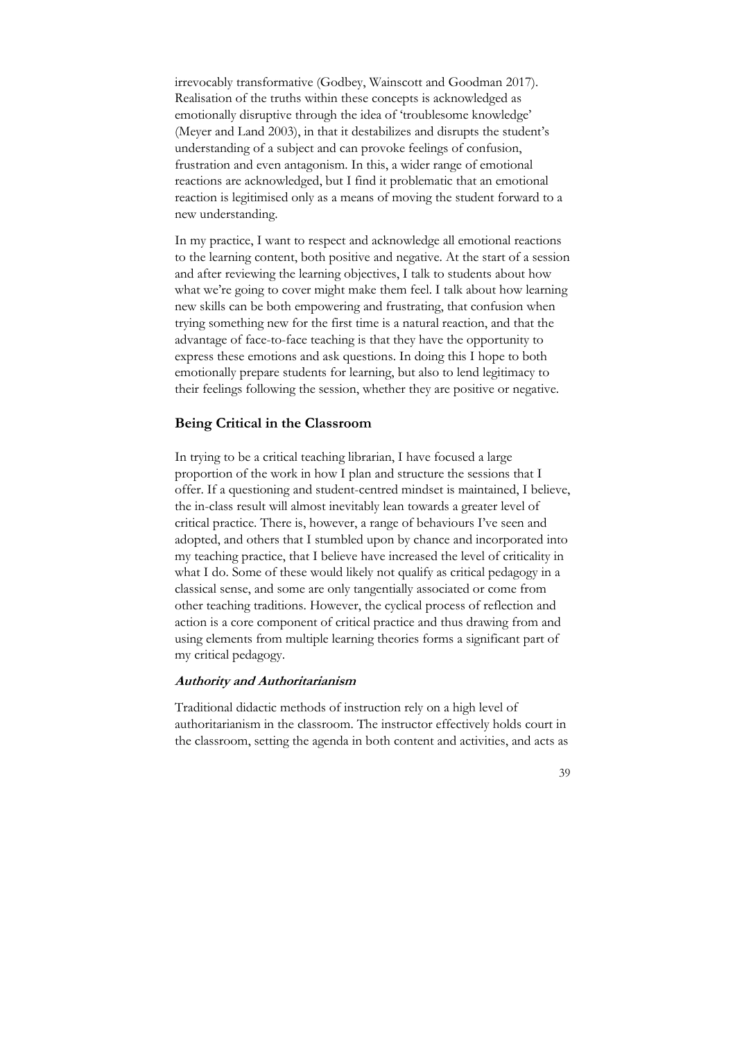irrevocably transformative (Godbey, Wainscott and Goodman 2017). Realisation of the truths within these concepts is acknowledged as emotionally disruptive through the idea of 'troublesome knowledge' (Meyer and Land 2003), in that it destabilizes and disrupts the student's understanding of a subject and can provoke feelings of confusion, frustration and even antagonism. In this, a wider range of emotional reactions are acknowledged, but I find it problematic that an emotional reaction is legitimised only as a means of moving the student forward to a new understanding.

In my practice, I want to respect and acknowledge all emotional reactions to the learning content, both positive and negative. At the start of a session and after reviewing the learning objectives, I talk to students about how what we're going to cover might make them feel. I talk about how learning new skills can be both empowering and frustrating, that confusion when trying something new for the first time is a natural reaction, and that the advantage of face-to-face teaching is that they have the opportunity to express these emotions and ask questions. In doing this I hope to both emotionally prepare students for learning, but also to lend legitimacy to their feelings following the session, whether they are positive or negative.

## Being Critical in the Classroom

In trying to be a critical teaching librarian, I have focused a large proportion of the work in how I plan and structure the sessions that I offer. If a questioning and student-centred mindset is maintained, I believe, the in-class result will almost inevitably lean towards a greater level of critical practice. There is, however, a range of behaviours I've seen and adopted, and others that I stumbled upon by chance and incorporated into my teaching practice, that I believe have increased the level of criticality in what I do. Some of these would likely not qualify as critical pedagogy in a classical sense, and some are only tangentially associated or come from other teaching traditions. However, the cyclical process of reflection and action is a core component of critical practice and thus drawing from and using elements from multiple learning theories forms a significant part of my critical pedagogy.

### *Authority and Authoritarianism*

Traditional didactic methods of instruction rely on a high level of authoritarianism in the classroom. The instructor effectively holds court in the classroom, setting the agenda in both content and activities, and acts as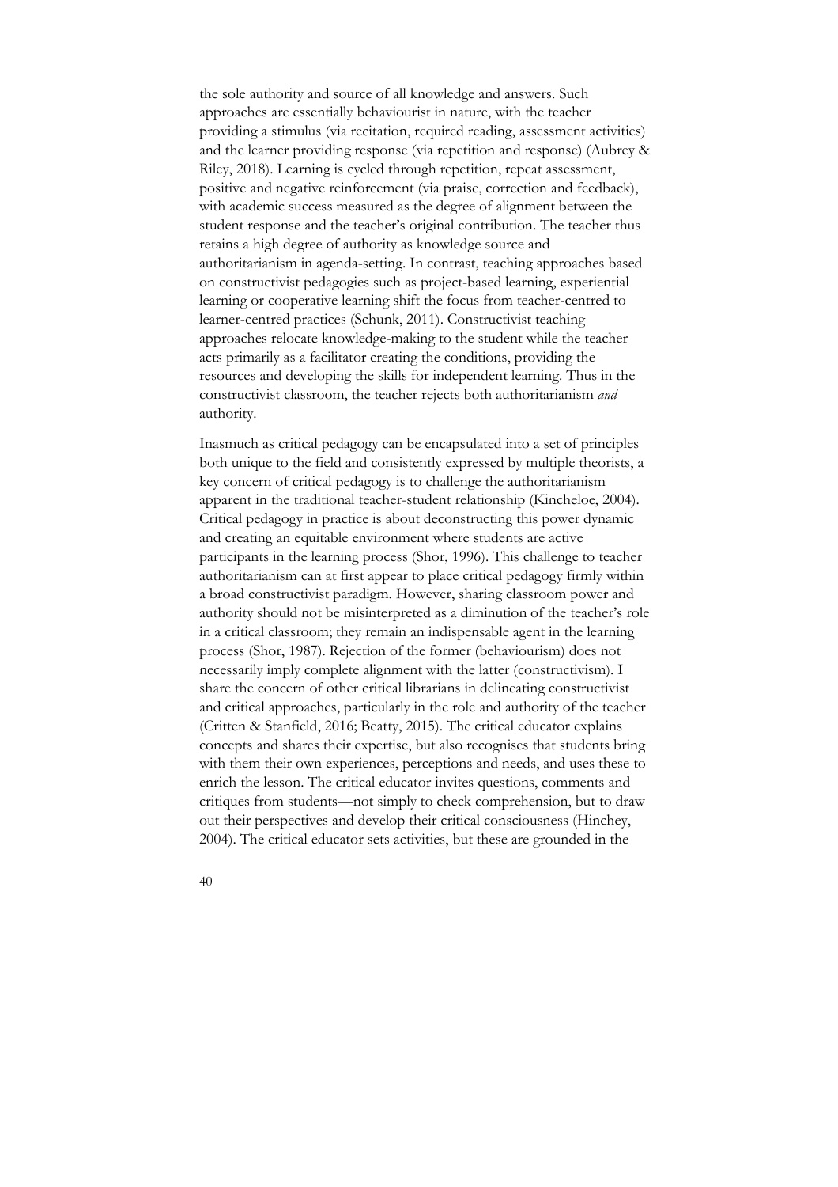the sole authority and source of all knowledge and answers. Such approaches are essentially behaviourist in nature, with the teacher providing a stimulus (via recitation, required reading, assessment activities) and the learner providing response (via repetition and response) (Aubrey & Riley, 2018). Learning is cycled through repetition, repeat assessment, positive and negative reinforcement (via praise, correction and feedback), with academic success measured as the degree of alignment between the student response and the teacher's original contribution. The teacher thus retains a high degree of authority as knowledge source and authoritarianism in agenda-setting. In contrast, teaching approaches based on constructivist pedagogies such as project-based learning, experiential learning or cooperative learning shift the focus from teacher-centred to learner-centred practices (Schunk, 2011). Constructivist teaching approaches relocate knowledge-making to the student while the teacher acts primarily as a facilitator creating the conditions, providing the resources and developing the skills for independent learning. Thus in the constructivist classroom, the teacher rejects both authoritarianism *and* authority.

Inasmuch as critical pedagogy can be encapsulated into a set of principles both unique to the field and consistently expressed by multiple theorists, a key concern of critical pedagogy is to challenge the authoritarianism apparent in the traditional teacher-student relationship (Kincheloe, 2004). Critical pedagogy in practice is about deconstructing this power dynamic and creating an equitable environment where students are active participants in the learning process (Shor, 1996). This challenge to teacher authoritarianism can at first appear to place critical pedagogy firmly within a broad constructivist paradigm. However, sharing classroom power and authority should not be misinterpreted as a diminution of the teacher's role in a critical classroom; they remain an indispensable agent in the learning process (Shor, 1987). Rejection of the former (behaviourism) does not necessarily imply complete alignment with the latter (constructivism). I share the concern of other critical librarians in delineating constructivist and critical approaches, particularly in the role and authority of the teacher (Critten & Stanfield, 2016; Beatty, 2015). The critical educator explains concepts and shares their expertise, but also recognises that students bring with them their own experiences, perceptions and needs, and uses these to enrich the lesson. The critical educator invites questions, comments and critiques from students—not simply to check comprehension, but to draw out their perspectives and develop their critical consciousness (Hinchey, 2004). The critical educator sets activities, but these are grounded in the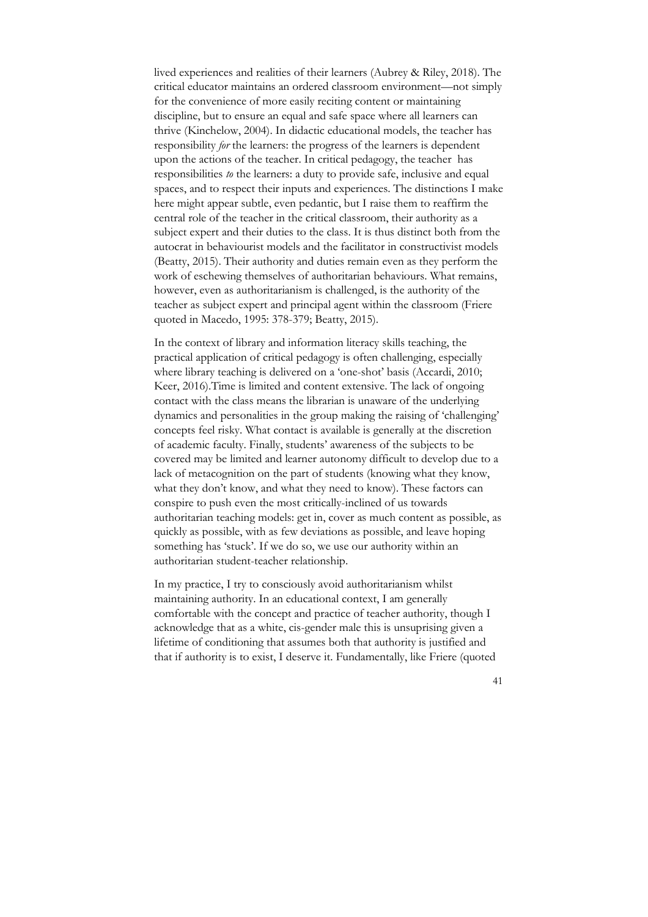lived experiences and realities of their learners (Aubrey & Riley, 2018). The critical educator maintains an ordered classroom environment—not simply for the convenience of more easily reciting content or maintaining discipline, but to ensure an equal and safe space where all learners can thrive (Kinchelow, 2004). In didactic educational models, the teacher has responsibility *for* the learners: the progress of the learners is dependent upon the actions of the teacher. In critical pedagogy, the teacher has responsibilities *to* the learners: a duty to provide safe, inclusive and equal spaces, and to respect their inputs and experiences. The distinctions I make here might appear subtle, even pedantic, but I raise them to reaffirm the central role of the teacher in the critical classroom, their authority as a subject expert and their duties to the class. It is thus distinct both from the autocrat in behaviourist models and the facilitator in constructivist models (Beatty, 2015). Their authority and duties remain even as they perform the work of eschewing themselves of authoritarian behaviours. What remains, however, even as authoritarianism is challenged, is the authority of the teacher as subject expert and principal agent within the classroom (Friere quoted in Macedo, 1995: 378-379; Beatty, 2015).

In the context of library and information literacy skills teaching, the practical application of critical pedagogy is often challenging, especially where library teaching is delivered on a 'one-shot' basis (Accardi, 2010; Keer, 2016).Time is limited and content extensive. The lack of ongoing contact with the class means the librarian is unaware of the underlying dynamics and personalities in the group making the raising of 'challenging' concepts feel risky. What contact is available is generally at the discretion of academic faculty. Finally, students' awareness of the subjects to be covered may be limited and learner autonomy difficult to develop due to a lack of metacognition on the part of students (knowing what they know, what they don't know, and what they need to know). These factors can conspire to push even the most critically-inclined of us towards authoritarian teaching models: get in, cover as much content as possible, as quickly as possible, with as few deviations as possible, and leave hoping something has 'stuck'. If we do so, we use our authority within an authoritarian student-teacher relationship.

In my practice, I try to consciously avoid authoritarianism whilst maintaining authority. In an educational context, I am generally comfortable with the concept and practice of teacher authority, though I acknowledge that as a white, cis-gender male this is unsuprising given a lifetime of conditioning that assumes both that authority is justified and that if authority is to exist, I deserve it. Fundamentally, like Friere (quoted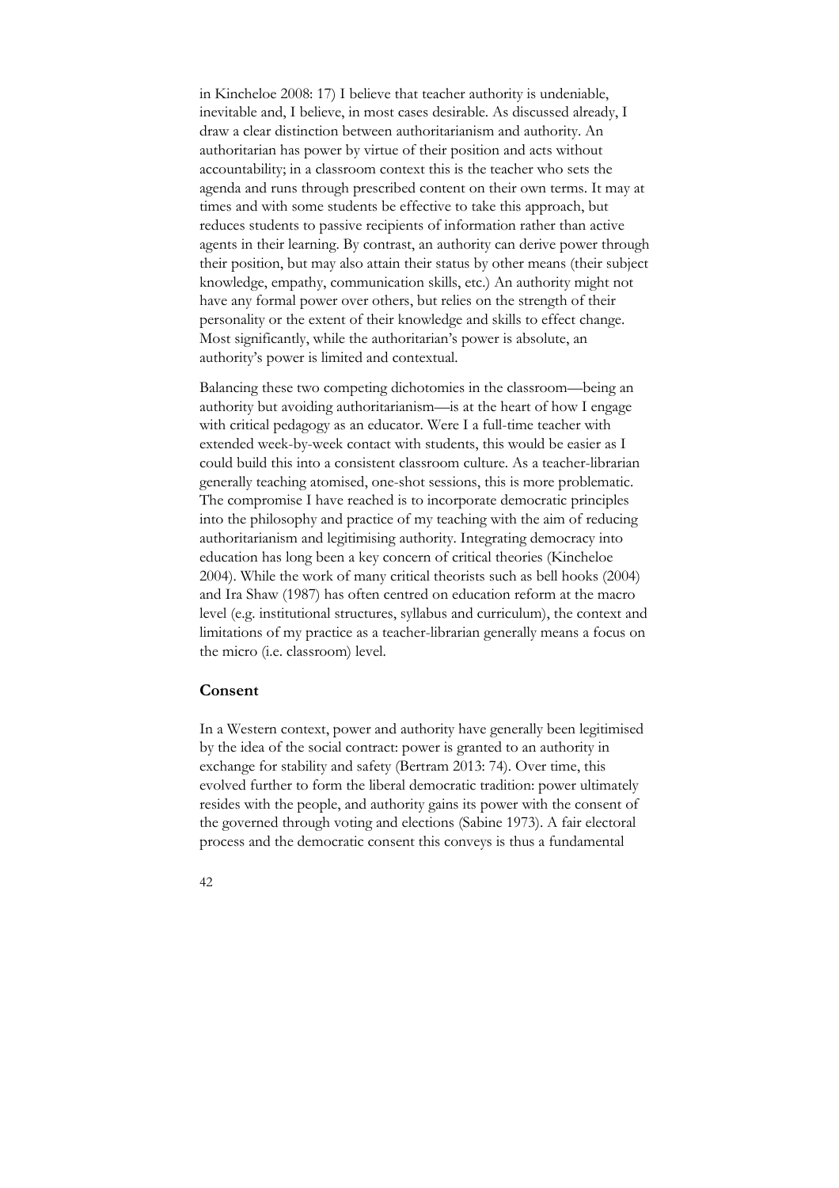in Kincheloe 2008: 17) I believe that teacher authority is undeniable, inevitable and, I believe, in most cases desirable. As discussed already, I draw a clear distinction between authoritarianism and authority. An authoritarian has power by virtue of their position and acts without accountability; in a classroom context this is the teacher who sets the agenda and runs through prescribed content on their own terms. It may at times and with some students be effective to take this approach, but reduces students to passive recipients of information rather than active agents in their learning. By contrast, an authority can derive power through their position, but may also attain their status by other means (their subject knowledge, empathy, communication skills, etc.) An authority might not have any formal power over others, but relies on the strength of their personality or the extent of their knowledge and skills to effect change. Most significantly, while the authoritarian's power is absolute, an authority's power is limited and contextual.

Balancing these two competing dichotomies in the classroom—being an authority but avoiding authoritarianism—is at the heart of how I engage with critical pedagogy as an educator. Were I a full-time teacher with extended week-by-week contact with students, this would be easier as I could build this into a consistent classroom culture. As a teacher-librarian generally teaching atomised, one-shot sessions, this is more problematic. The compromise I have reached is to incorporate democratic principles into the philosophy and practice of my teaching with the aim of reducing authoritarianism and legitimising authority. Integrating democracy into education has long been a key concern of critical theories (Kincheloe 2004). While the work of many critical theorists such as bell hooks (2004) and Ira Shaw (1987) has often centred on education reform at the macro level (e.g. institutional structures, syllabus and curriculum), the context and limitations of my practice as a teacher-librarian generally means a focus on the micro (i.e. classroom) level.

## Consent

In a Western context, power and authority have generally been legitimised by the idea of the social contract: power is granted to an authority in exchange for stability and safety (Bertram 2013: 74). Over time, this evolved further to form the liberal democratic tradition: power ultimately resides with the people, and authority gains its power with the consent of the governed through voting and elections (Sabine 1973). A fair electoral process and the democratic consent this conveys is thus a fundamental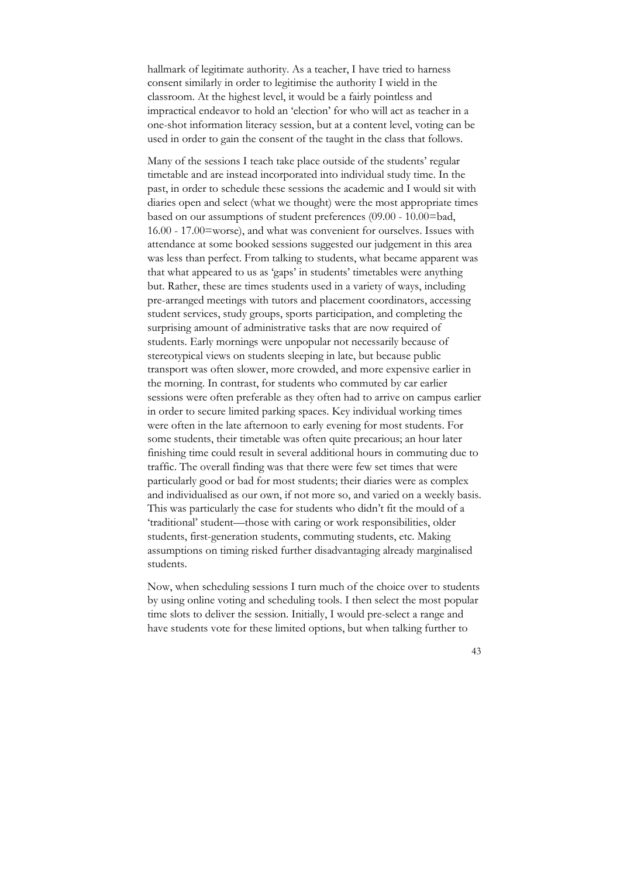hallmark of legitimate authority. As a teacher, I have tried to harness consent similarly in order to legitimise the authority I wield in the classroom. At the highest level, it would be a fairly pointless and impractical endeavor to hold an 'election' for who will act as teacher in a one-shot information literacy session, but at a content level, voting can be used in order to gain the consent of the taught in the class that follows.

Many of the sessions I teach take place outside of the students' regular timetable and are instead incorporated into individual study time. In the past, in order to schedule these sessions the academic and I would sit with diaries open and select (what we thought) were the most appropriate times based on our assumptions of student preferences (09.00 - 10.00=bad, 16.00 - 17.00=worse), and what was convenient for ourselves. Issues with attendance at some booked sessions suggested our judgement in this area was less than perfect. From talking to students, what became apparent was that what appeared to us as 'gaps' in students' timetables were anything but. Rather, these are times students used in a variety of ways, including pre-arranged meetings with tutors and placement coordinators, accessing student services, study groups, sports participation, and completing the surprising amount of administrative tasks that are now required of students. Early mornings were unpopular not necessarily because of stereotypical views on students sleeping in late, but because public transport was often slower, more crowded, and more expensive earlier in the morning. In contrast, for students who commuted by car earlier sessions were often preferable as they often had to arrive on campus earlier in order to secure limited parking spaces. Key individual working times were often in the late afternoon to early evening for most students. For some students, their timetable was often quite precarious; an hour later finishing time could result in several additional hours in commuting due to traffic. The overall finding was that there were few set times that were particularly good or bad for most students; their diaries were as complex and individualised as our own, if not more so, and varied on a weekly basis. This was particularly the case for students who didn't fit the mould of a 'traditional' student—those with caring or work responsibilities, older students, first-generation students, commuting students, etc. Making assumptions on timing risked further disadvantaging already marginalised students.

Now, when scheduling sessions I turn much of the choice over to students by using online voting and scheduling tools. I then select the most popular time slots to deliver the session. Initially, I would pre-select a range and have students vote for these limited options, but when talking further to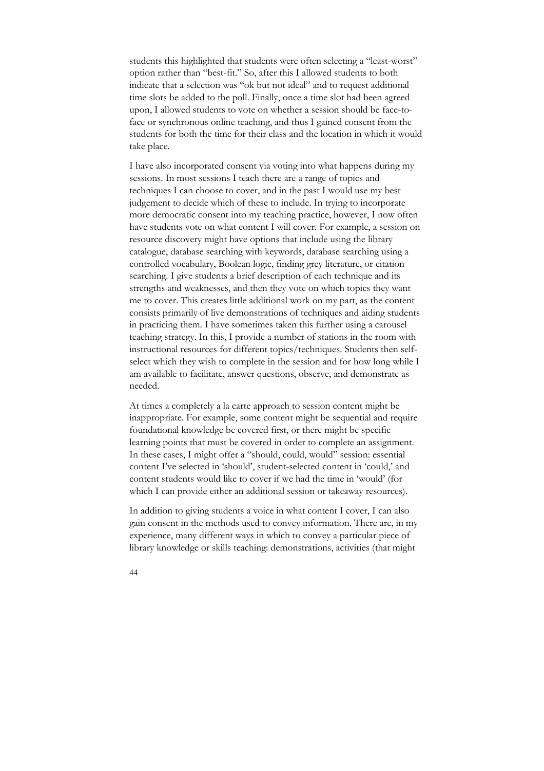students this highlighted that students were often selecting a "least-worst" option rather than "best-fit." So, after this I allowed students to both indicate that a selection was "ok but not ideal" and to request additional time slots be added to the poll. Finally, once a time slot had been agreed upon, I allowed students to vote on whether a session should be face-to-face or synchronous online teaching, and thus I gained consent from the students for both the time for their class and the location in which it would take place.

I have also incorporated consent via voting into what happens during my sessions. In most sessions I teach there are a range of topics and techniques I can choose to cover, and in the past I would use my best judgement to decide which of these to include. In trying to incorporate more democratic consent into my teaching practice, however, I now often have students vote on what content I will cover. For example, a session on resource discovery might have options that include using the library catalogue, database searching with keywords, database searching using a controlled vocabulary, Boolean logic, finding grey literature, or citation searching. I give students a brief description of each technique and its strengths and weaknesses, and then they vote on which topics they want me to cover. This creates little additional work on my part, as the content consists primarily of live demonstrations of techniques and aiding students in practicing them. I have sometimes taken this further using a carousel teaching strategy. In this, I provide a number of stations in the room with instructional resources for different topics/techniques. Students then self-select which they wish to complete in the session and for how long while I am available to facilitate, answer questions, observe, and demonstrate as needed.

At times a completely a la carte approach to session content might be inappropriate. For example, some content might be sequential and require foundational knowledge be covered first, or there might be specific learning points that must be covered in order to complete an assignment. In these cases, I might offer a "should, could, would" session: essential content I've selected in 'should', student-selected content in 'could,' and content students would like to cover if we had the time in 'would' (for which I can provide either an additional session or takeaway resources).

In addition to giving students a voice in what content I cover, I can also gain consent in the methods used to convey information. There are, in my experience, many different ways in which to convey a particular piece of library knowledge or skills teaching: demonstrations, activities (that might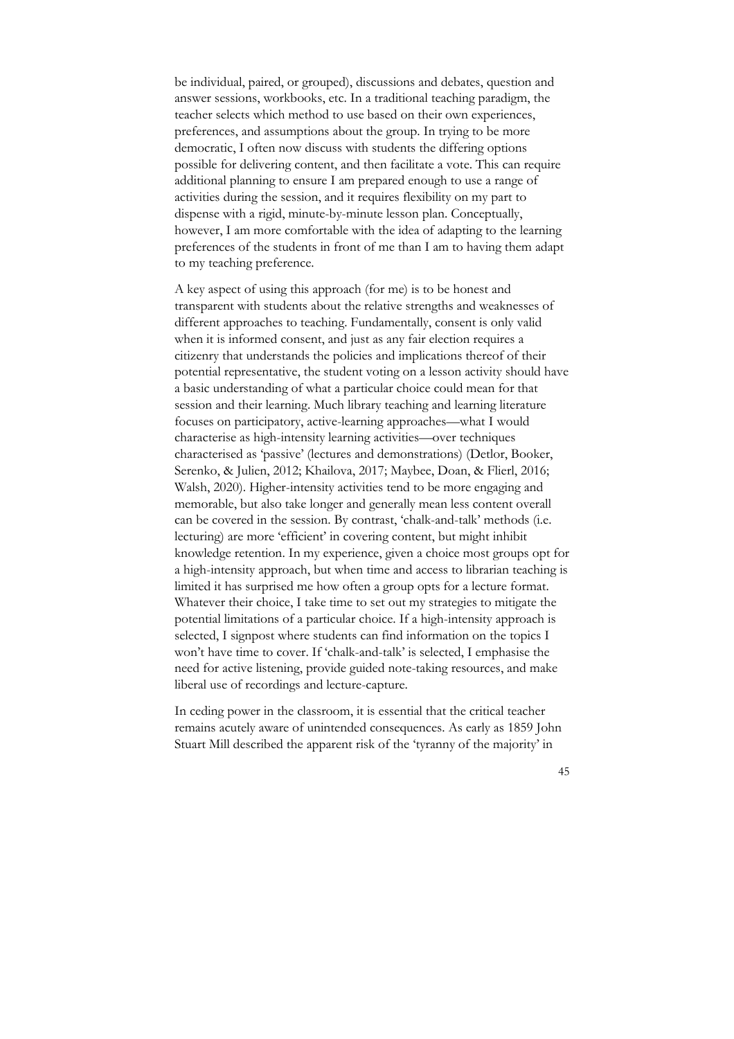be individual, paired, or grouped), discussions and debates, question and answer sessions, workbooks, etc. In a traditional teaching paradigm, the teacher selects which method to use based on their own experiences, preferences, and assumptions about the group. In trying to be more democratic, I often now discuss with students the differing options possible for delivering content, and then facilitate a vote. This can require additional planning to ensure I am prepared enough to use a range of activities during the session, and it requires flexibility on my part to dispense with a rigid, minute-by-minute lesson plan. Conceptually, however, I am more comfortable with the idea of adapting to the learning preferences of the students in front of me than I am to having them adapt to my teaching preference.

A key aspect of using this approach (for me) is to be honest and transparent with students about the relative strengths and weaknesses of different approaches to teaching. Fundamentally, consent is only valid when it is informed consent, and just as any fair election requires a citizenry that understands the policies and implications thereof of their potential representative, the student voting on a lesson activity should have a basic understanding of what a particular choice could mean for that session and their learning. Much library teaching and learning literature focuses on participatory, active-learning approaches—what I would characterise as high-intensity learning activities—over techniques characterised as 'passive' (lectures and demonstrations) (Detlor, Booker, Serenko, & Julien, 2012; Khailova, 2017; Maybee, Doan, & Flierl, 2016; Walsh, 2020). Higher-intensity activities tend to be more engaging and memorable, but also take longer and generally mean less content overall can be covered in the session. By contrast, 'chalk-and-talk' methods (i.e. lecturing) are more 'efficient' in covering content, but might inhibit knowledge retention. In my experience, given a choice most groups opt for a high-intensity approach, but when time and access to librarian teaching is limited it has surprised me how often a group opts for a lecture format. Whatever their choice, I take time to set out my strategies to mitigate the potential limitations of a particular choice. If a high-intensity approach is selected, I signpost where students can find information on the topics I won't have time to cover. If 'chalk-and-talk' is selected, I emphasise the need for active listening, provide guided note-taking resources, and make liberal use of recordings and lecture-capture.

In ceding power in the classroom, it is essential that the critical teacher remains acutely aware of unintended consequences. As early as 1859 John Stuart Mill described the apparent risk of the 'tyranny of the majority' in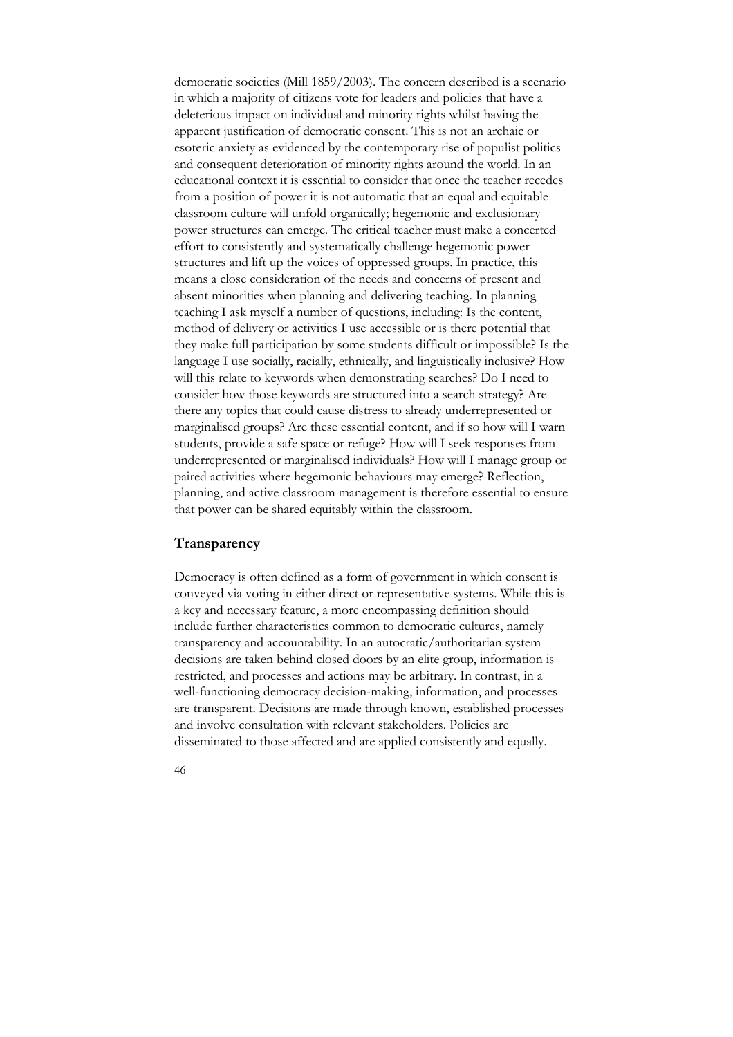democratic societies (Mill 1859/2003). The concern described is a scenario in which a majority of citizens vote for leaders and policies that have a deleterious impact on individual and minority rights whilst having the apparent justification of democratic consent. This is not an archaic or esoteric anxiety as evidenced by the contemporary rise of populist politics and consequent deterioration of minority rights around the world. In an educational context it is essential to consider that once the teacher recedes from a position of power it is not automatic that an equal and equitable classroom culture will unfold organically; hegemonic and exclusionary power structures can emerge. The critical teacher must make a concerted effort to consistently and systematically challenge hegemonic power structures and lift up the voices of oppressed groups. In practice, this means a close consideration of the needs and concerns of present and absent minorities when planning and delivering teaching. In planning teaching I ask myself a number of questions, including: Is the content, method of delivery or activities I use accessible or is there potential that they make full participation by some students difficult or impossible? Is the language I use socially, racially, ethnically, and linguistically inclusive? How will this relate to keywords when demonstrating searches? Do I need to consider how those keywords are structured into a search strategy? Are there any topics that could cause distress to already underrepresented or marginalised groups? Are these essential content, and if so how will I warn students, provide a safe space or refuge? How will I seek responses from underrepresented or marginalised individuals? How will I manage group or paired activities where hegemonic behaviours may emerge? Reflection, planning, and active classroom management is therefore essential to ensure that power can be shared equitably within the classroom.

### Transparency

Democracy is often defined as a form of government in which consent is conveyed via voting in either direct or representative systems. While this is a key and necessary feature, a more encompassing definition should include further characteristics common to democratic cultures, namely transparency and accountability. In an autocratic/authoritarian system decisions are taken behind closed doors by an elite group, information is restricted, and processes and actions may be arbitrary. In contrast, in a well-functioning democracy decision-making, information, and processes are transparent. Decisions are made through known, established processes and involve consultation with relevant stakeholders. Policies are disseminated to those affected and are applied consistently and equally.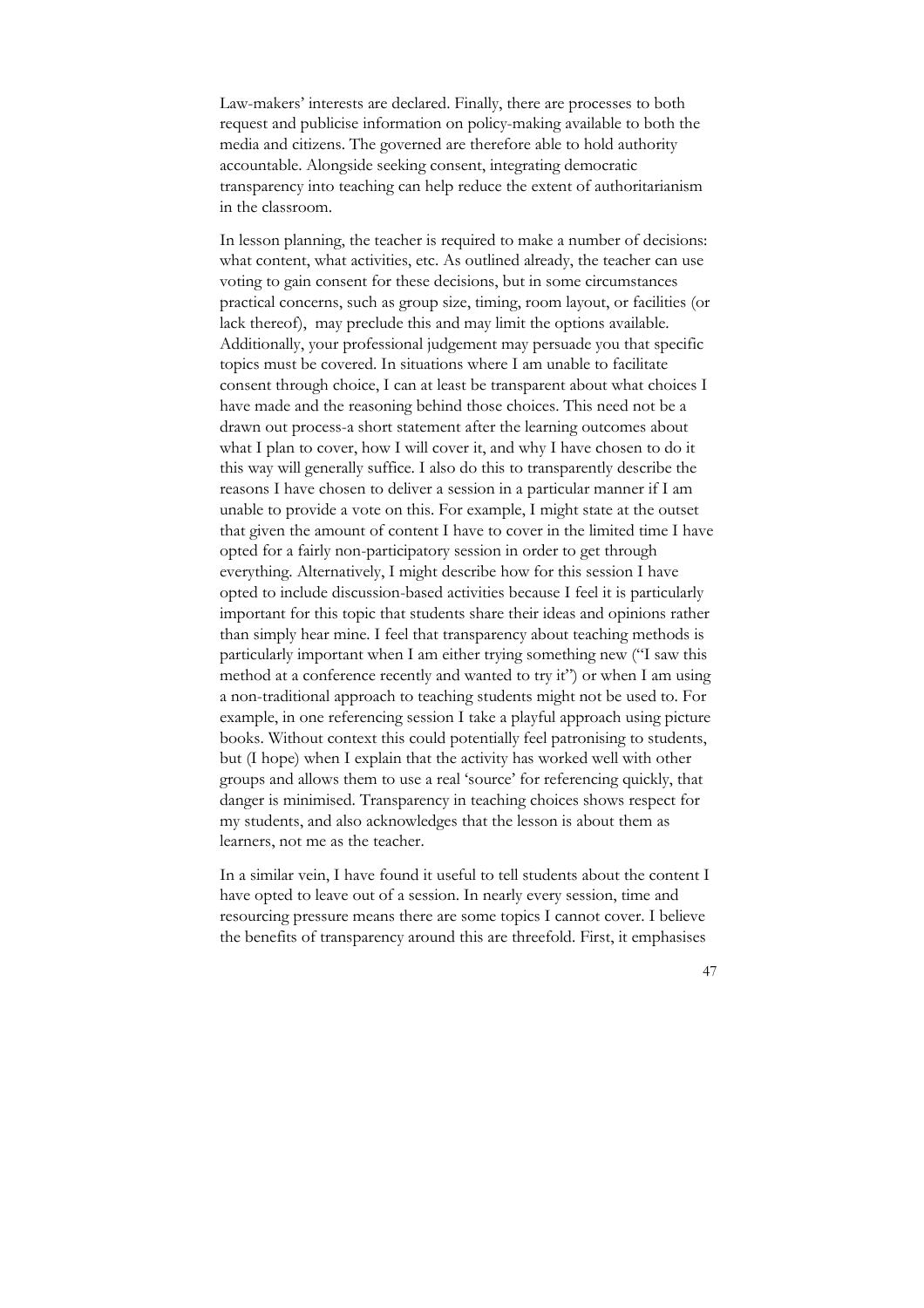Law-makers' interests are declared. Finally, there are processes to both request and publicise information on policy-making available to both the media and citizens. The governed are therefore able to hold authority accountable. Alongside seeking consent, integrating democratic transparency into teaching can help reduce the extent of authoritarianism in the classroom.

In lesson planning, the teacher is required to make a number of decisions: what content, what activities, etc. As outlined already, the teacher can use voting to gain consent for these decisions, but in some circumstances practical concerns, such as group size, timing, room layout, or facilities (or lack thereof), may preclude this and may limit the options available. Additionally, your professional judgement may persuade you that specific topics must be covered. In situations where I am unable to facilitate consent through choice, I can at least be transparent about what choices I have made and the reasoning behind those choices. This need not be a drawn out process-a short statement after the learning outcomes about what I plan to cover, how I will cover it, and why I have chosen to do it this way will generally suffice. I also do this to transparently describe the reasons I have chosen to deliver a session in a particular manner if I am unable to provide a vote on this. For example, I might state at the outset that given the amount of content I have to cover in the limited time I have opted for a fairly non-participatory session in order to get through everything. Alternatively, I might describe how for this session I have opted to include discussion-based activities because I feel it is particularly important for this topic that students share their ideas and opinions rather than simply hear mine. I feel that transparency about teaching methods is particularly important when I am either trying something new ("I saw this method at a conference recently and wanted to try it") or when I am using a non-traditional approach to teaching students might not be used to. For example, in one referencing session I take a playful approach using picture books. Without context this could potentially feel patronising to students, but (I hope) when I explain that the activity has worked well with other groups and allows them to use a real 'source' for referencing quickly, that danger is minimised. Transparency in teaching choices shows respect for my students, and also acknowledges that the lesson is about them as learners, not me as the teacher.

In a similar vein, I have found it useful to tell students about the content I have opted to leave out of a session. In nearly every session, time and resourcing pressure means there are some topics I cannot cover. I believe the benefits of transparency around this are threefold. First, it emphasises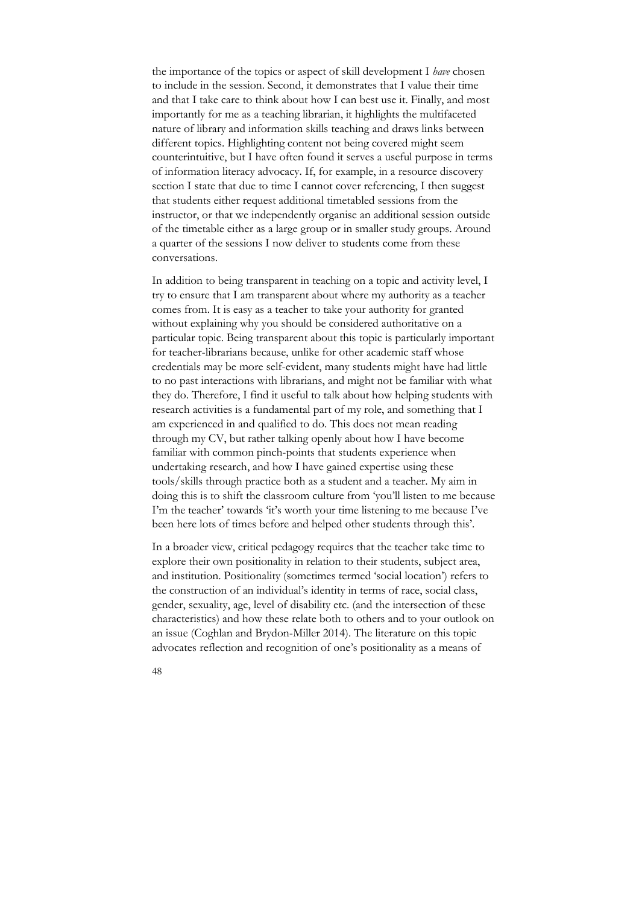the importance of the topics or aspect of skill development I *have* chosen to include in the session. Second, it demonstrates that I value their time and that I take care to think about how I can best use it. Finally, and most importantly for me as a teaching librarian, it highlights the multifaceted nature of library and information skills teaching and draws links between different topics. Highlighting content not being covered might seem counterintuitive, but I have often found it serves a useful purpose in terms of information literacy advocacy. If, for example, in a resource discovery section I state that due to time I cannot cover referencing, I then suggest that students either request additional timetabled sessions from the instructor, or that we independently organise an additional session outside of the timetable either as a large group or in smaller study groups. Around a quarter of the sessions I now deliver to students come from these conversations.

In addition to being transparent in teaching on a topic and activity level, I try to ensure that I am transparent about where my authority as a teacher comes from. It is easy as a teacher to take your authority for granted without explaining why you should be considered authoritative on a particular topic. Being transparent about this topic is particularly important for teacher-librarians because, unlike for other academic staff whose credentials may be more self-evident, many students might have had little to no past interactions with librarians, and might not be familiar with what they do. Therefore, I find it useful to talk about how helping students with research activities is a fundamental part of my role, and something that I am experienced in and qualified to do. This does not mean reading through my CV, but rather talking openly about how I have become familiar with common pinch-points that students experience when undertaking research, and how I have gained expertise using these tools/skills through practice both as a student and a teacher. My aim in doing this is to shift the classroom culture from 'you'll listen to me because I'm the teacher' towards 'it's worth your time listening to me because I've been here lots of times before and helped other students through this'.

In a broader view, critical pedagogy requires that the teacher take time to explore their own positionality in relation to their students, subject area, and institution. Positionality (sometimes termed 'social location') refers to the construction of an individual's identity in terms of race, social class, gender, sexuality, age, level of disability etc. (and the intersection of these characteristics) and how these relate both to others and to your outlook on an issue (Coghlan and Brydon-Miller 2014). The literature on this topic advocates reflection and recognition of one's positionality as a means of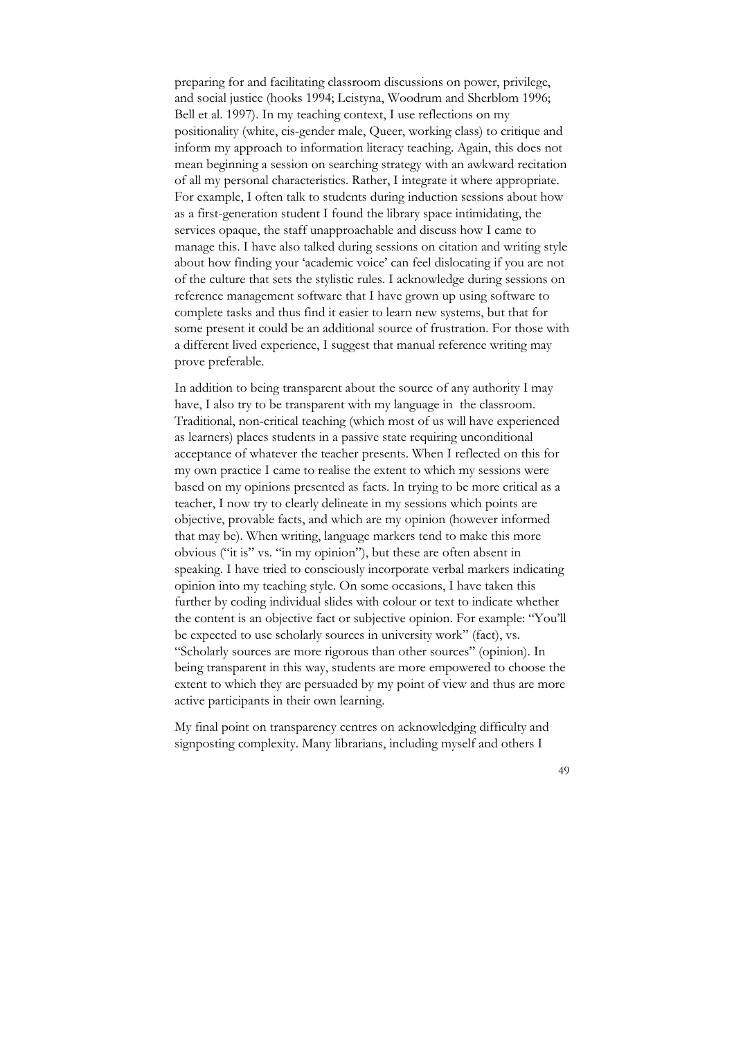preparing for and facilitating classroom discussions on power, privilege, and social justice (hooks 1994; Leistyna, Woodrum and Sherblom 1996; Bell et al. 1997). In my teaching context, I use reflections on my positionality (white, cis-gender male, Queer, working class) to critique and inform my approach to information literacy teaching. Again, this does not mean beginning a session on searching strategy with an awkward recitation of all my personal characteristics. Rather, I integrate it where appropriate. For example, I often talk to students during induction sessions about how as a first-generation student I found the library space intimidating, the services opaque, the staff unapproachable and discuss how I came to manage this. I have also talked during sessions on citation and writing style about how finding your 'academic voice' can feel dislocating if you are not of the culture that sets the stylistic rules. I acknowledge during sessions on reference management software that I have grown up using software to complete tasks and thus find it easier to learn new systems, but that for some present it could be an additional source of frustration. For those with a different lived experience, I suggest that manual reference writing may prove preferable.

In addition to being transparent about the source of any authority I may have, I also try to be transparent with my language in the classroom. Traditional, non-critical teaching (which most of us will have experienced as learners) places students in a passive state requiring unconditional acceptance of whatever the teacher presents. When I reflected on this for my own practice I came to realise the extent to which my sessions were based on my opinions presented as facts. In trying to be more critical as a teacher, I now try to clearly delineate in my sessions which points are objective, provable facts, and which are my opinion (however informed that may be). When writing, language markers tend to make this more obvious ("it is" vs. "in my opinion"), but these are often absent in speaking. I have tried to consciously incorporate verbal markers indicating opinion into my teaching style. On some occasions, I have taken this further by coding individual slides with colour or text to indicate whether the content is an objective fact or subjective opinion. For example: "You'll be expected to use scholarly sources in university work" (fact), vs. "Scholarly sources are more rigorous than other sources" (opinion). In being transparent in this way, students are more empowered to choose the extent to which they are persuaded by my point of view and thus are more active participants in their own learning.

My final point on transparency centres on acknowledging difficulty and signposting complexity. Many librarians, including myself and others I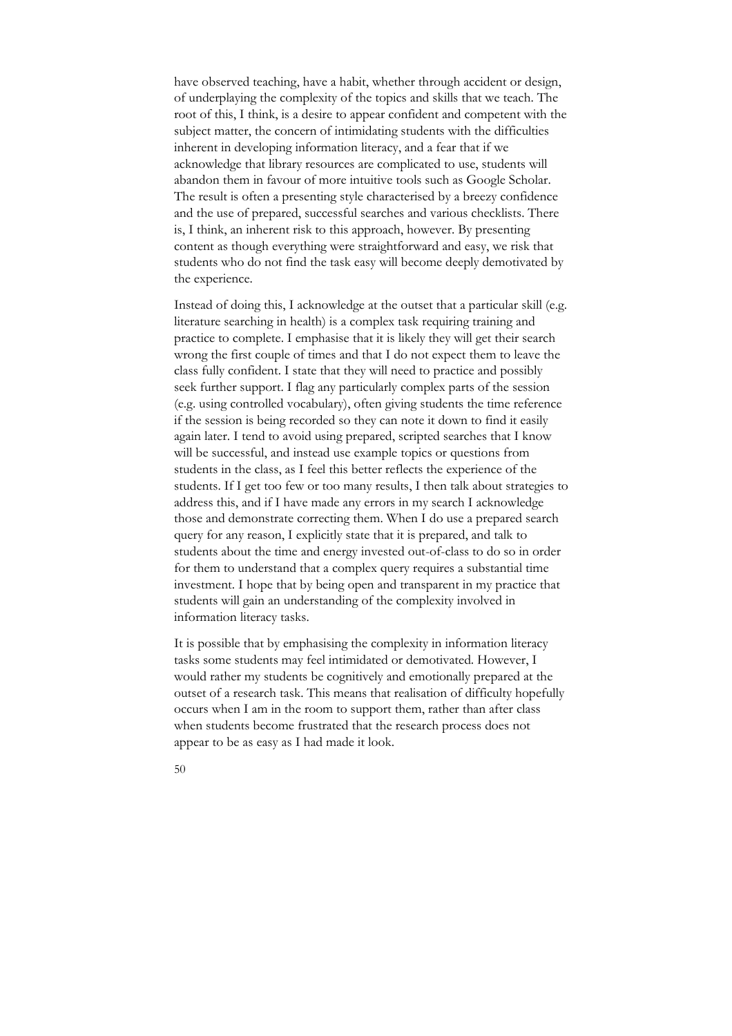have observed teaching, have a habit, whether through accident or design, of underplaying the complexity of the topics and skills that we teach. The root of this, I think, is a desire to appear confident and competent with the subject matter, the concern of intimidating students with the difficulties inherent in developing information literacy, and a fear that if we acknowledge that library resources are complicated to use, students will abandon them in favour of more intuitive tools such as Google Scholar. The result is often a presenting style characterised by a breezy confidence and the use of prepared, successful searches and various checklists. There is, I think, an inherent risk to this approach, however. By presenting content as though everything were straightforward and easy, we risk that students who do not find the task easy will become deeply demotivated by the experience.

Instead of doing this, I acknowledge at the outset that a particular skill (e.g. literature searching in health) is a complex task requiring training and practice to complete. I emphasise that it is likely they will get their search wrong the first couple of times and that I do not expect them to leave the class fully confident. I state that they will need to practice and possibly seek further support. I flag any particularly complex parts of the session (e.g. using controlled vocabulary), often giving students the time reference if the session is being recorded so they can note it down to find it easily again later. I tend to avoid using prepared, scripted searches that I know will be successful, and instead use example topics or questions from students in the class, as I feel this better reflects the experience of the students. If I get too few or too many results, I then talk about strategies to address this, and if I have made any errors in my search I acknowledge those and demonstrate correcting them. When I do use a prepared search query for any reason, I explicitly state that it is prepared, and talk to students about the time and energy invested out-of-class to do so in order for them to understand that a complex query requires a substantial time investment. I hope that by being open and transparent in my practice that students will gain an understanding of the complexity involved in information literacy tasks.

It is possible that by emphasising the complexity in information literacy tasks some students may feel intimidated or demotivated. However, I would rather my students be cognitively and emotionally prepared at the outset of a research task. This means that realisation of difficulty hopefully occurs when I am in the room to support them, rather than after class when students become frustrated that the research process does not appear to be as easy as I had made it look.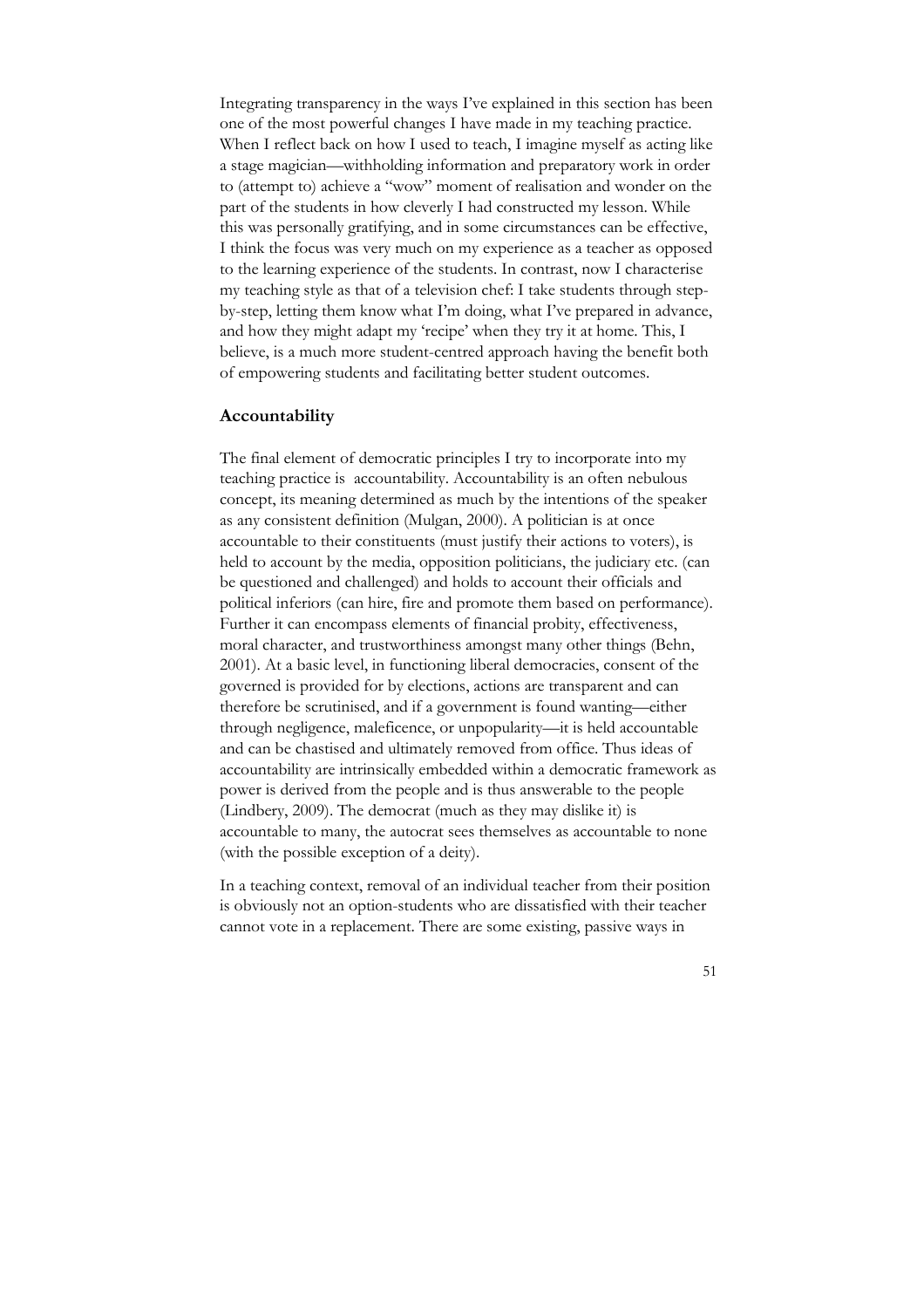Integrating transparency in the ways I've explained in this section has been one of the most powerful changes I have made in my teaching practice. When I reflect back on how I used to teach, I imagine myself as acting like a stage magician—withholding information and preparatory work in order to (attempt to) achieve a "wow" moment of realisation and wonder on the part of the students in how cleverly I had constructed my lesson. While this was personally gratifying, and in some circumstances can be effective, I think the focus was very much on my experience as a teacher as opposed to the learning experience of the students. In contrast, now I characterise my teaching style as that of a television chef: I take students through step-by-step, letting them know what I'm doing, what I've prepared in advance, and how they might adapt my 'recipe' when they try it at home. This, I believe, is a much more student-centred approach having the benefit both of empowering students and facilitating better student outcomes.

### Accountability

The final element of democratic principles I try to incorporate into my teaching practice is accountability. Accountability is an often nebulous concept, its meaning determined as much by the intentions of the speaker as any consistent definition (Mulgan, 2000). A politician is at once accountable to their constituents (must justify their actions to voters), is held to account by the media, opposition politicians, the judiciary etc. (can be questioned and challenged) and holds to account their officials and political inferiors (can hire, fire and promote them based on performance). Further it can encompass elements of financial probity, effectiveness, moral character, and trustworthiness amongst many other things (Behn, 2001). At a basic level, in functioning liberal democracies, consent of the governed is provided for by elections, actions are transparent and can therefore be scrutinised, and if a government is found wanting—either through negligence, maleficence, or unpopularity—it is held accountable and can be chastised and ultimately removed from office. Thus ideas of accountability are intrinsically embedded within a democratic framework as power is derived from the people and is thus answerable to the people (Lindbery, 2009). The democrat (much as they may dislike it) is accountable to many, the autocrat sees themselves as accountable to none (with the possible exception of a deity).

In a teaching context, removal of an individual teacher from their position is obviously not an option-students who are dissatisfied with their teacher cannot vote in a replacement. There are some existing, passive ways in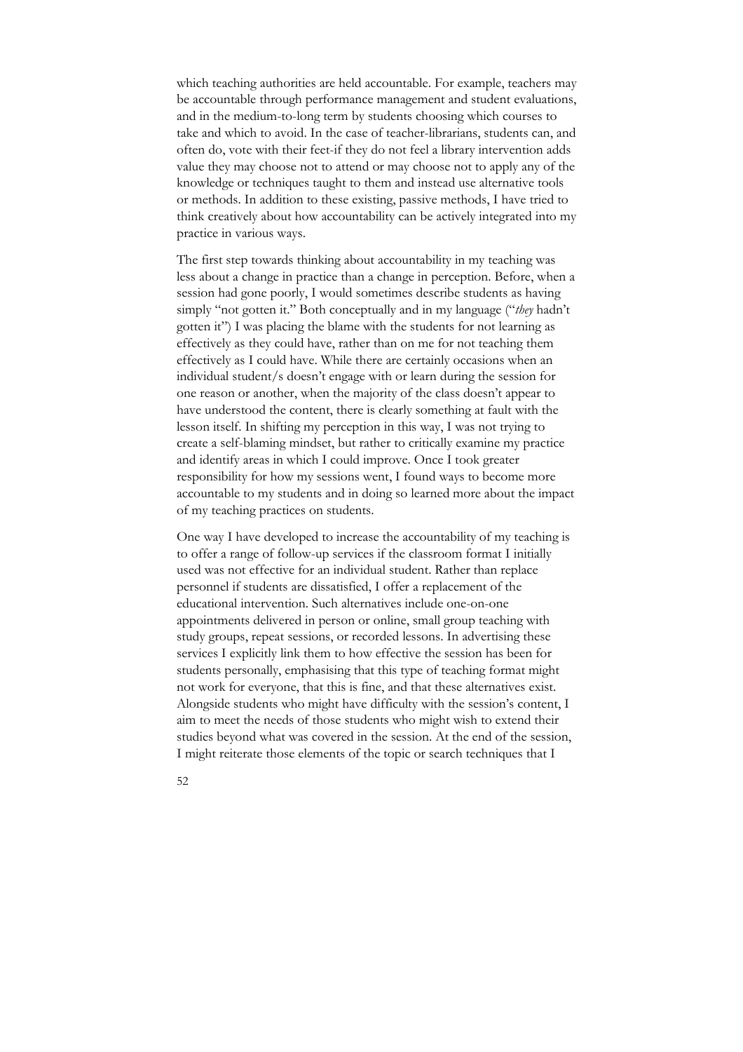which teaching authorities are held accountable. For example, teachers may be accountable through performance management and student evaluations, and in the medium-to-long term by students choosing which courses to take and which to avoid. In the case of teacher-librarians, students can, and often do, vote with their feet-if they do not feel a library intervention adds value they may choose not to attend or may choose not to apply any of the knowledge or techniques taught to them and instead use alternative tools or methods. In addition to these existing, passive methods, I have tried to think creatively about how accountability can be actively integrated into my practice in various ways.

The first step towards thinking about accountability in my teaching was less about a change in practice than a change in perception. Before, when a session had gone poorly, I would sometimes describe students as having simply "not gotten it." Both conceptually and in my language ("*they* hadn't gotten it") I was placing the blame with the students for not learning as effectively as they could have, rather than on me for not teaching them effectively as I could have. While there are certainly occasions when an individual student/s doesn't engage with or learn during the session for one reason or another, when the majority of the class doesn't appear to have understood the content, there is clearly something at fault with the lesson itself. In shifting my perception in this way, I was not trying to create a self-blaming mindset, but rather to critically examine my practice and identify areas in which I could improve. Once I took greater responsibility for how my sessions went, I found ways to become more accountable to my students and in doing so learned more about the impact of my teaching practices on students.

One way I have developed to increase the accountability of my teaching is to offer a range of follow-up services if the classroom format I initially used was not effective for an individual student. Rather than replace personnel if students are dissatisfied, I offer a replacement of the educational intervention. Such alternatives include one-on-one appointments delivered in person or online, small group teaching with study groups, repeat sessions, or recorded lessons. In advertising these services I explicitly link them to how effective the session has been for students personally, emphasising that this type of teaching format might not work for everyone, that this is fine, and that these alternatives exist. Alongside students who might have difficulty with the session's content, I aim to meet the needs of those students who might wish to extend their studies beyond what was covered in the session. At the end of the session, I might reiterate those elements of the topic or search techniques that I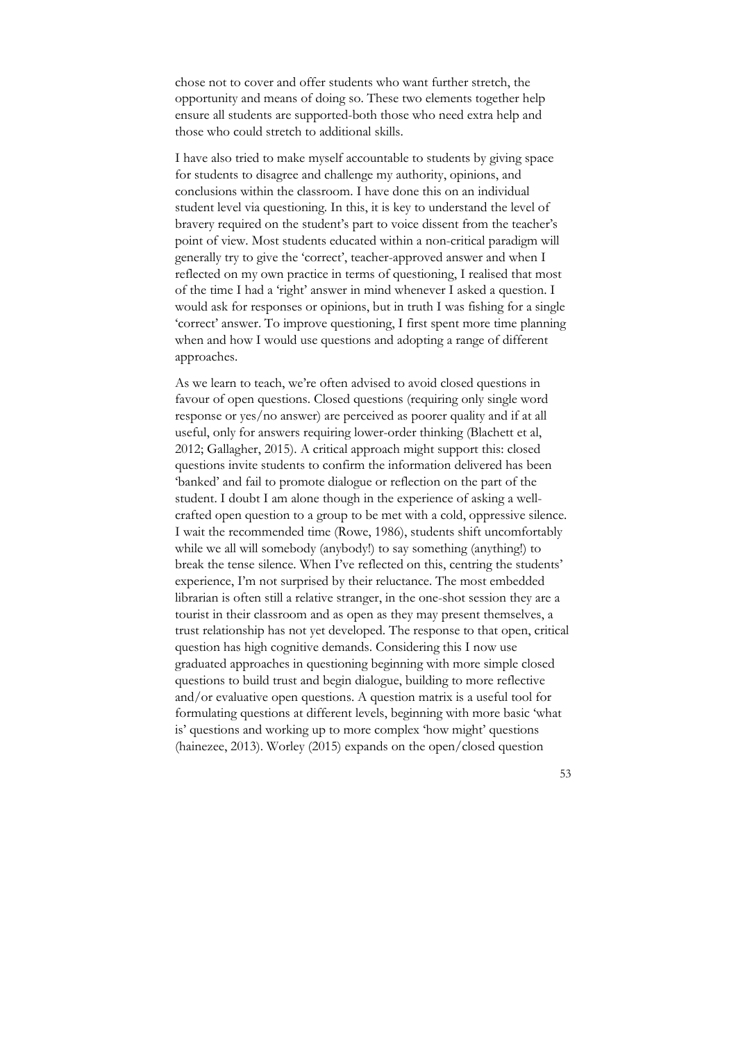chose not to cover and offer students who want further stretch, the opportunity and means of doing so. These two elements together help ensure all students are supported-both those who need extra help and those who could stretch to additional skills.

I have also tried to make myself accountable to students by giving space for students to disagree and challenge my authority, opinions, and conclusions within the classroom. I have done this on an individual student level via questioning. In this, it is key to understand the level of bravery required on the student's part to voice dissent from the teacher's point of view. Most students educated within a non-critical paradigm will generally try to give the 'correct', teacher-approved answer and when I reflected on my own practice in terms of questioning, I realised that most of the time I had a 'right' answer in mind whenever I asked a question. I would ask for responses or opinions, but in truth I was fishing for a single 'correct' answer. To improve questioning, I first spent more time planning when and how I would use questions and adopting a range of different approaches.

As we learn to teach, we're often advised to avoid closed questions in favour of open questions. Closed questions (requiring only single word response or yes/no answer) are perceived as poorer quality and if at all useful, only for answers requiring lower-order thinking (Blachett et al, 2012; Gallagher, 2015). A critical approach might support this: closed questions invite students to confirm the information delivered has been 'banked' and fail to promote dialogue or reflection on the part of the student. I doubt I am alone though in the experience of asking a well-crafted open question to a group to be met with a cold, oppressive silence. I wait the recommended time (Rowe, 1986), students shift uncomfortably while we all will somebody (anybody!) to say something (anything!) to break the tense silence. When I've reflected on this, centring the students' experience, I'm not surprised by their reluctance. The most embedded librarian is often still a relative stranger, in the one-shot session they are a tourist in their classroom and as open as they may present themselves, a trust relationship has not yet developed. The response to that open, critical question has high cognitive demands. Considering this I now use graduated approaches in questioning beginning with more simple closed questions to build trust and begin dialogue, building to more reflective and/or evaluative open questions. A question matrix is a useful tool for formulating questions at different levels, beginning with more basic 'what is' questions and working up to more complex 'how might' questions (hainezee, 2013). Worley (2015) expands on the open/closed question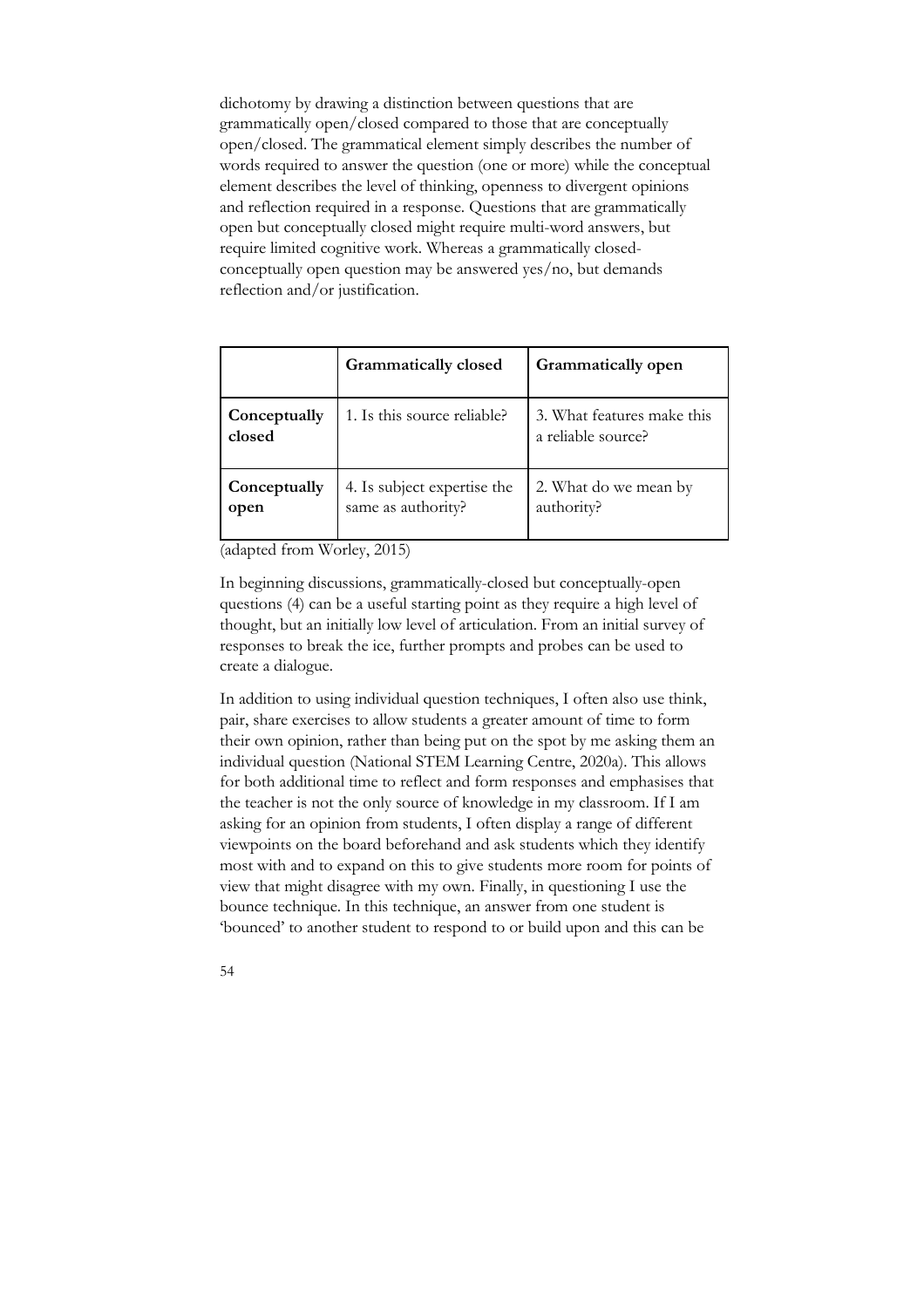dichotomy by drawing a distinction between questions that are grammatically open/closed compared to those that are conceptually open/closed. The grammatical element simply describes the number of words required to answer the question (one or more) while the conceptual element describes the level of thinking, openness to divergent opinions and reflection required in a response. Questions that are grammatically open but conceptually closed might require multi-word answers, but require limited cognitive work. Whereas a grammatically closed-conceptually open question may be answered yes/no, but demands reflection and/or justification.

| | **Grammatically closed** | **Grammatically open** |
|---|---|---|
| **Conceptually closed** | 1. Is this source reliable? | 3. What features make this a reliable source? |
| **Conceptually open** | 4. Is subject expertise the same as authority? | 2. What do we mean by authority? |

(adapted from Worley, 2015)

In beginning discussions, grammatically-closed but conceptually-open questions (4) can be a useful starting point as they require a high level of thought, but an initially low level of articulation. From an initial survey of responses to break the ice, further prompts and probes can be used to create a dialogue.

In addition to using individual question techniques, I often also use think, pair, share exercises to allow students a greater amount of time to form their own opinion, rather than being put on the spot by me asking them an individual question (National STEM Learning Centre, 2020a). This allows for both additional time to reflect and form responses and emphasises that the teacher is not the only source of knowledge in my classroom. If I am asking for an opinion from students, I often display a range of different viewpoints on the board beforehand and ask students which they identify most with and to expand on this to give students more room for points of view that might disagree with my own. Finally, in questioning I use the bounce technique. In this technique, an answer from one student is 'bounced' to another student to respond to or build upon and this can be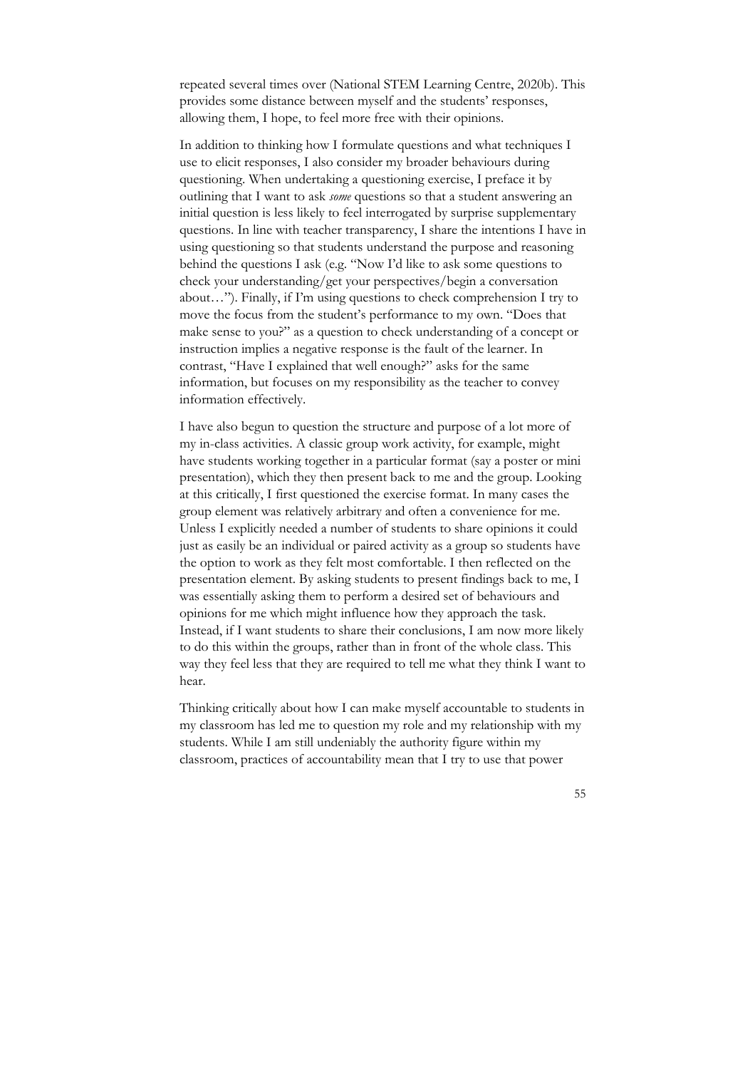repeated several times over (National STEM Learning Centre, 2020b). This provides some distance between myself and the students' responses, allowing them, I hope, to feel more free with their opinions.

In addition to thinking how I formulate questions and what techniques I use to elicit responses, I also consider my broader behaviours during questioning. When undertaking a questioning exercise, I preface it by outlining that I want to ask *some* questions so that a student answering an initial question is less likely to feel interrogated by surprise supplementary questions. In line with teacher transparency, I share the intentions I have in using questioning so that students understand the purpose and reasoning behind the questions I ask (e.g. "Now I'd like to ask some questions to check your understanding/get your perspectives/begin a conversation about…"). Finally, if I'm using questions to check comprehension I try to move the focus from the student's performance to my own. "Does that make sense to you?" as a question to check understanding of a concept or instruction implies a negative response is the fault of the learner. In contrast, "Have I explained that well enough?" asks for the same information, but focuses on my responsibility as the teacher to convey information effectively.

I have also begun to question the structure and purpose of a lot more of my in-class activities. A classic group work activity, for example, might have students working together in a particular format (say a poster or mini presentation), which they then present back to me and the group. Looking at this critically, I first questioned the exercise format. In many cases the group element was relatively arbitrary and often a convenience for me. Unless I explicitly needed a number of students to share opinions it could just as easily be an individual or paired activity as a group so students have the option to work as they felt most comfortable. I then reflected on the presentation element. By asking students to present findings back to me, I was essentially asking them to perform a desired set of behaviours and opinions for me which might influence how they approach the task. Instead, if I want students to share their conclusions, I am now more likely to do this within the groups, rather than in front of the whole class. This way they feel less that they are required to tell me what they think I want to hear.

Thinking critically about how I can make myself accountable to students in my classroom has led me to question my role and my relationship with my students. While I am still undeniably the authority figure within my classroom, practices of accountability mean that I try to use that power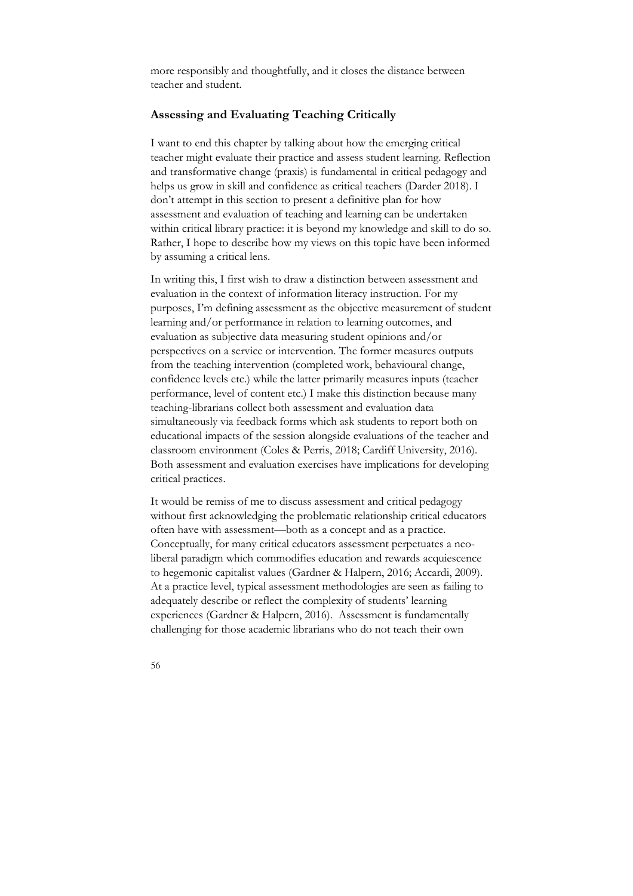more responsibly and thoughtfully, and it closes the distance between teacher and student.

### Assessing and Evaluating Teaching Critically

I want to end this chapter by talking about how the emerging critical teacher might evaluate their practice and assess student learning. Reflection and transformative change (praxis) is fundamental in critical pedagogy and helps us grow in skill and confidence as critical teachers (Darder 2018). I don't attempt in this section to present a definitive plan for how assessment and evaluation of teaching and learning can be undertaken within critical library practice: it is beyond my knowledge and skill to do so. Rather, I hope to describe how my views on this topic have been informed by assuming a critical lens.

In writing this, I first wish to draw a distinction between assessment and evaluation in the context of information literacy instruction. For my purposes, I'm defining assessment as the objective measurement of student learning and/or performance in relation to learning outcomes, and evaluation as subjective data measuring student opinions and/or perspectives on a service or intervention. The former measures outputs from the teaching intervention (completed work, behavioural change, confidence levels etc.) while the latter primarily measures inputs (teacher performance, level of content etc.) I make this distinction because many teaching-librarians collect both assessment and evaluation data simultaneously via feedback forms which ask students to report both on educational impacts of the session alongside evaluations of the teacher and classroom environment (Coles & Perris, 2018; Cardiff University, 2016). Both assessment and evaluation exercises have implications for developing critical practices.

It would be remiss of me to discuss assessment and critical pedagogy without first acknowledging the problematic relationship critical educators often have with assessment—both as a concept and as a practice. Conceptually, for many critical educators assessment perpetuates a neo-liberal paradigm which commodifies education and rewards acquiescence to hegemonic capitalist values (Gardner & Halpern, 2016; Accardi, 2009). At a practice level, typical assessment methodologies are seen as failing to adequately describe or reflect the complexity of students' learning experiences (Gardner & Halpern, 2016). Assessment is fundamentally challenging for those academic librarians who do not teach their own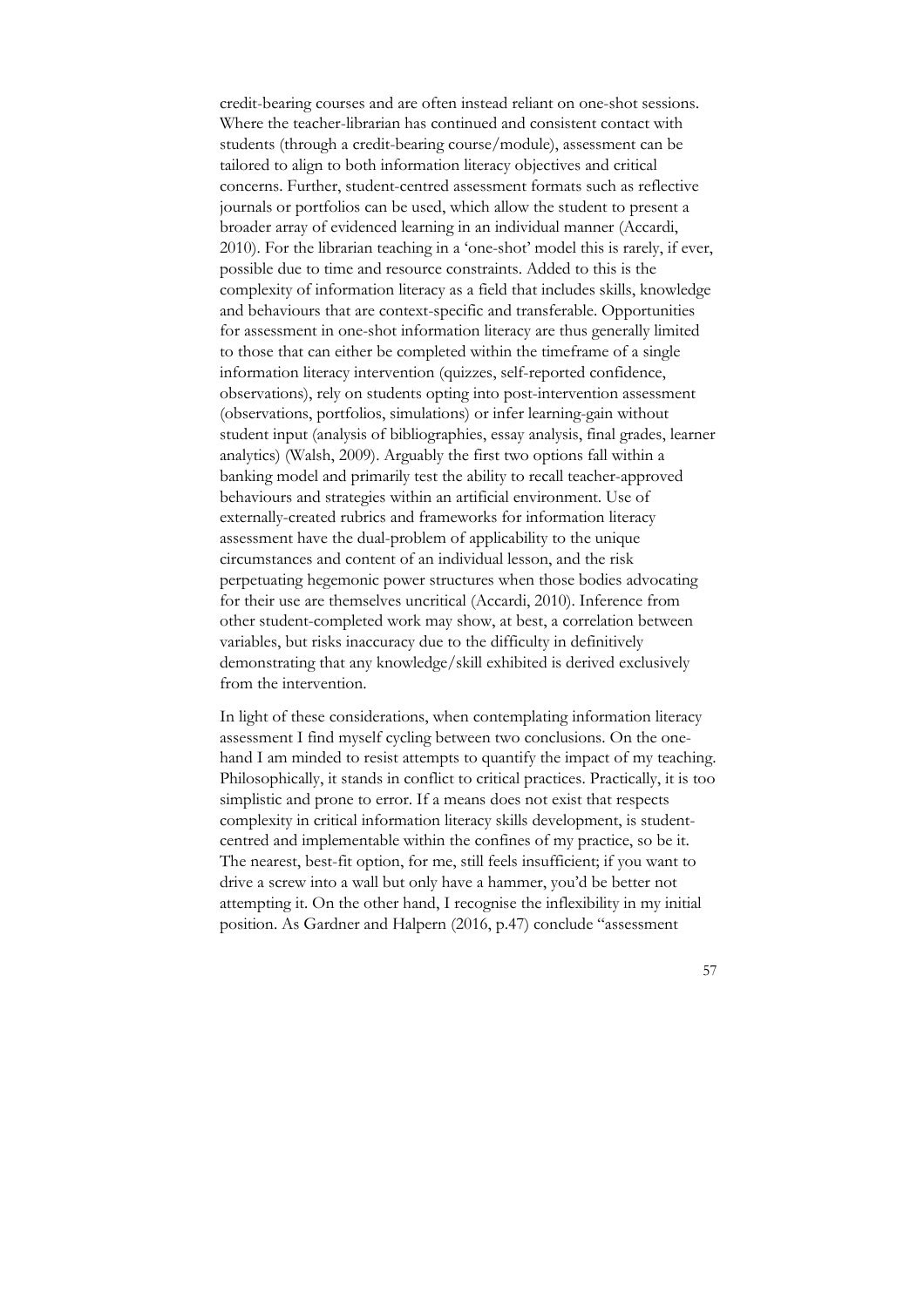credit-bearing courses and are often instead reliant on one-shot sessions. Where the teacher-librarian has continued and consistent contact with students (through a credit-bearing course/module), assessment can be tailored to align to both information literacy objectives and critical concerns. Further, student-centred assessment formats such as reflective journals or portfolios can be used, which allow the student to present a broader array of evidenced learning in an individual manner (Accardi, 2010). For the librarian teaching in a 'one-shot' model this is rarely, if ever, possible due to time and resource constraints. Added to this is the complexity of information literacy as a field that includes skills, knowledge and behaviours that are context-specific and transferable. Opportunities for assessment in one-shot information literacy are thus generally limited to those that can either be completed within the timeframe of a single information literacy intervention (quizzes, self-reported confidence, observations), rely on students opting into post-intervention assessment (observations, portfolios, simulations) or infer learning-gain without student input (analysis of bibliographies, essay analysis, final grades, learner analytics) (Walsh, 2009). Arguably the first two options fall within a banking model and primarily test the ability to recall teacher-approved behaviours and strategies within an artificial environment. Use of externally-created rubrics and frameworks for information literacy assessment have the dual-problem of applicability to the unique circumstances and content of an individual lesson, and the risk perpetuating hegemonic power structures when those bodies advocating for their use are themselves uncritical (Accardi, 2010). Inference from other student-completed work may show, at best, a correlation between variables, but risks inaccuracy due to the difficulty in definitively demonstrating that any knowledge/skill exhibited is derived exclusively from the intervention.

In light of these considerations, when contemplating information literacy assessment I find myself cycling between two conclusions. On the one-hand I am minded to resist attempts to quantify the impact of my teaching. Philosophically, it stands in conflict to critical practices. Practically, it is too simplistic and prone to error. If a means does not exist that respects complexity in critical information literacy skills development, is student-centred and implementable within the confines of my practice, so be it. The nearest, best-fit option, for me, still feels insufficient; if you want to drive a screw into a wall but only have a hammer, you'd be better not attempting it. On the other hand, I recognise the inflexibility in my initial position. As Gardner and Halpern (2016, p.47) conclude "assessment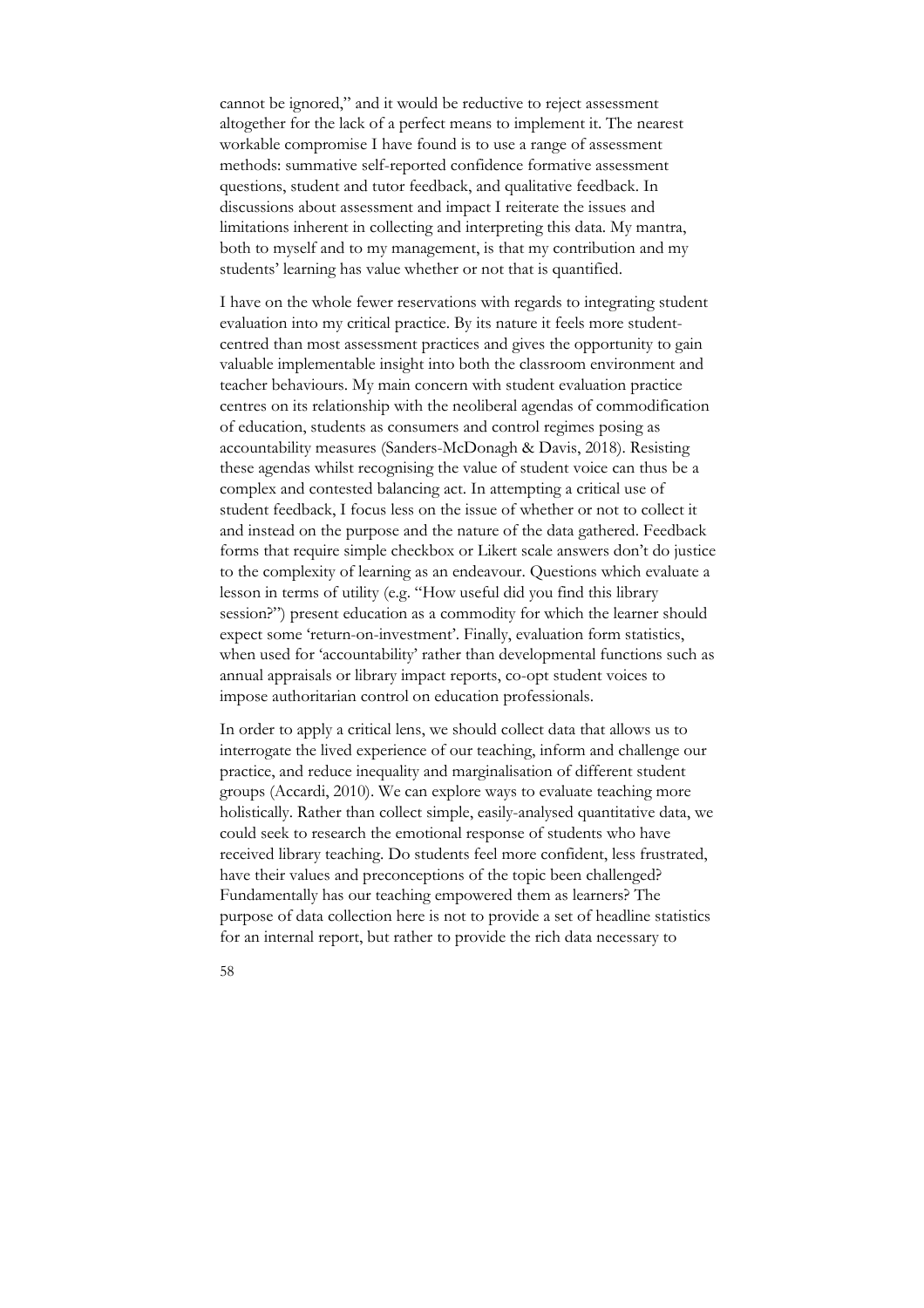cannot be ignored," and it would be reductive to reject assessment altogether for the lack of a perfect means to implement it. The nearest workable compromise I have found is to use a range of assessment methods: summative self-reported confidence formative assessment questions, student and tutor feedback, and qualitative feedback. In discussions about assessment and impact I reiterate the issues and limitations inherent in collecting and interpreting this data. My mantra, both to myself and to my management, is that my contribution and my students' learning has value whether or not that is quantified.

I have on the whole fewer reservations with regards to integrating student evaluation into my critical practice. By its nature it feels more student-centred than most assessment practices and gives the opportunity to gain valuable implementable insight into both the classroom environment and teacher behaviours. My main concern with student evaluation practice centres on its relationship with the neoliberal agendas of commodification of education, students as consumers and control regimes posing as accountability measures (Sanders-McDonagh & Davis, 2018). Resisting these agendas whilst recognising the value of student voice can thus be a complex and contested balancing act. In attempting a critical use of student feedback, I focus less on the issue of whether or not to collect it and instead on the purpose and the nature of the data gathered. Feedback forms that require simple checkbox or Likert scale answers don't do justice to the complexity of learning as an endeavour. Questions which evaluate a lesson in terms of utility (e.g. "How useful did you find this library session?") present education as a commodity for which the learner should expect some 'return-on-investment'. Finally, evaluation form statistics, when used for 'accountability' rather than developmental functions such as annual appraisals or library impact reports, co-opt student voices to impose authoritarian control on education professionals.

In order to apply a critical lens, we should collect data that allows us to interrogate the lived experience of our teaching, inform and challenge our practice, and reduce inequality and marginalisation of different student groups (Accardi, 2010). We can explore ways to evaluate teaching more holistically. Rather than collect simple, easily-analysed quantitative data, we could seek to research the emotional response of students who have received library teaching. Do students feel more confident, less frustrated, have their values and preconceptions of the topic been challenged? Fundamentally has our teaching empowered them as learners? The purpose of data collection here is not to provide a set of headline statistics for an internal report, but rather to provide the rich data necessary to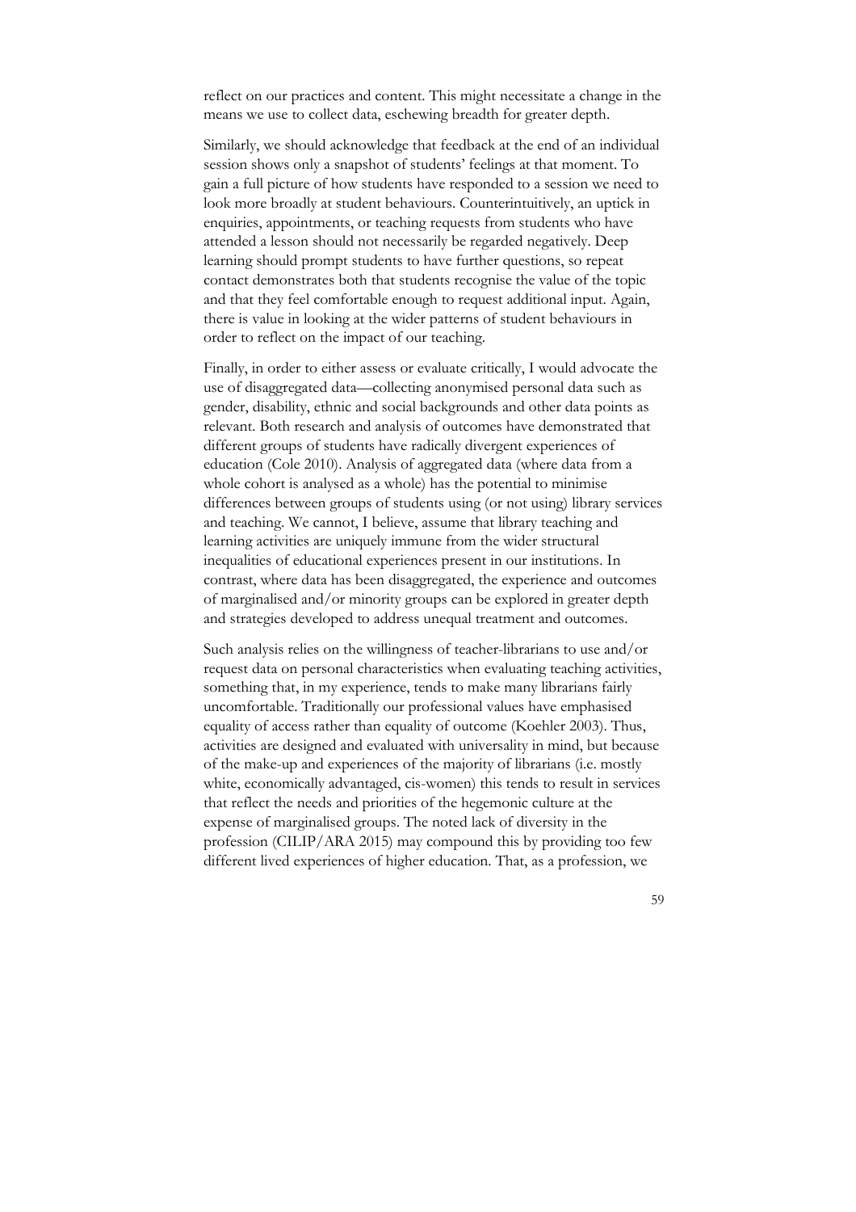reflect on our practices and content. This might necessitate a change in the means we use to collect data, eschewing breadth for greater depth.

Similarly, we should acknowledge that feedback at the end of an individual session shows only a snapshot of students' feelings at that moment. To gain a full picture of how students have responded to a session we need to look more broadly at student behaviours. Counterintuitively, an uptick in enquiries, appointments, or teaching requests from students who have attended a lesson should not necessarily be regarded negatively. Deep learning should prompt students to have further questions, so repeat contact demonstrates both that students recognise the value of the topic and that they feel comfortable enough to request additional input. Again, there is value in looking at the wider patterns of student behaviours in order to reflect on the impact of our teaching.

Finally, in order to either assess or evaluate critically, I would advocate the use of disaggregated data—collecting anonymised personal data such as gender, disability, ethnic and social backgrounds and other data points as relevant. Both research and analysis of outcomes have demonstrated that different groups of students have radically divergent experiences of education (Cole 2010). Analysis of aggregated data (where data from a whole cohort is analysed as a whole) has the potential to minimise differences between groups of students using (or not using) library services and teaching. We cannot, I believe, assume that library teaching and learning activities are uniquely immune from the wider structural inequalities of educational experiences present in our institutions. In contrast, where data has been disaggregated, the experience and outcomes of marginalised and/or minority groups can be explored in greater depth and strategies developed to address unequal treatment and outcomes.

Such analysis relies on the willingness of teacher-librarians to use and/or request data on personal characteristics when evaluating teaching activities, something that, in my experience, tends to make many librarians fairly uncomfortable. Traditionally our professional values have emphasised equality of access rather than equality of outcome (Koehler 2003). Thus, activities are designed and evaluated with universality in mind, but because of the make-up and experiences of the majority of librarians (i.e. mostly white, economically advantaged, cis-women) this tends to result in services that reflect the needs and priorities of the hegemonic culture at the expense of marginalised groups. The noted lack of diversity in the profession (CILIP/ARA 2015) may compound this by providing too few different lived experiences of higher education. That, as a profession, we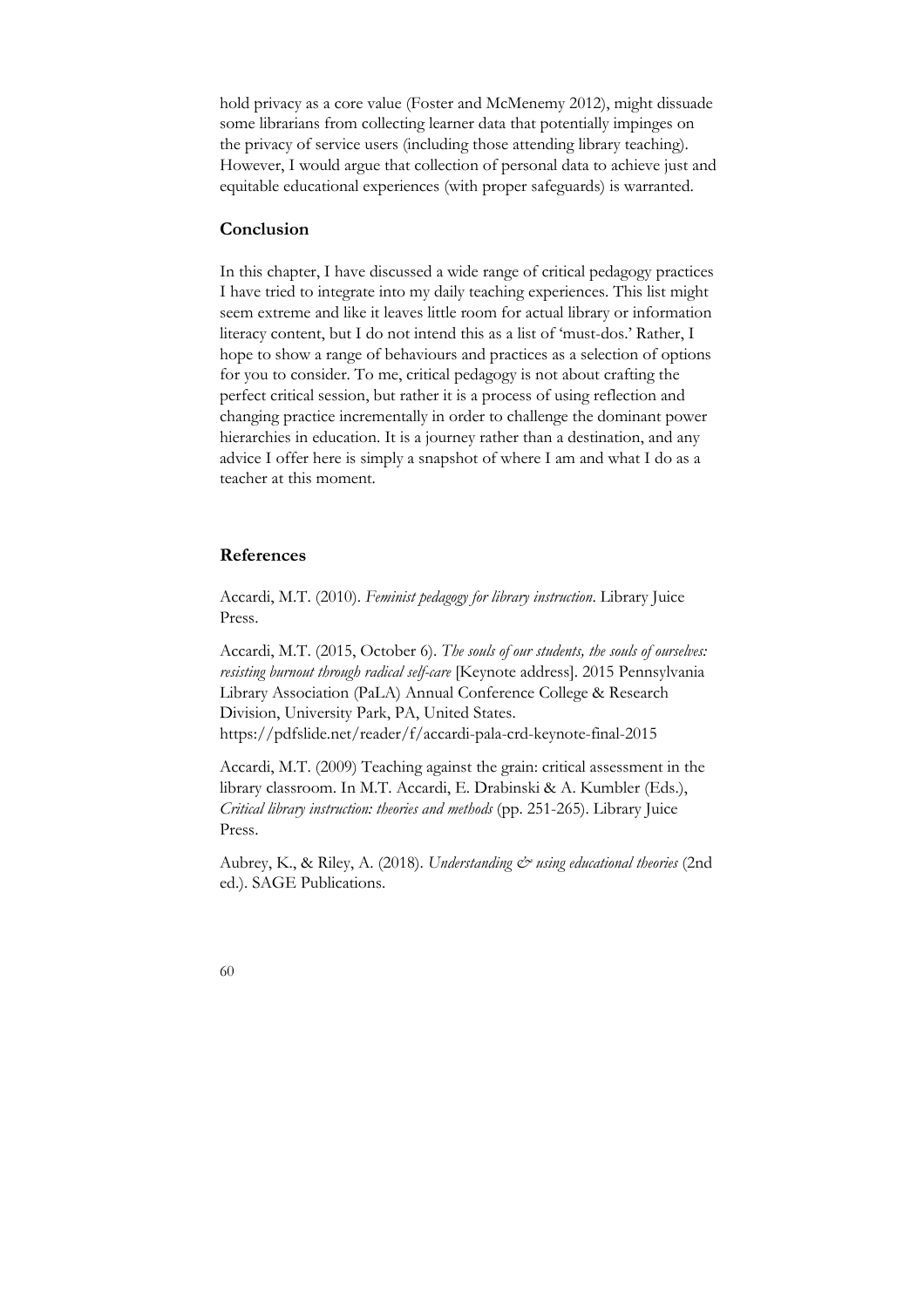hold privacy as a core value (Foster and McMenemy 2012), might dissuade some librarians from collecting learner data that potentially impinges on the privacy of service users (including those attending library teaching). However, I would argue that collection of personal data to achieve just and equitable educational experiences (with proper safeguards) is warranted.

## Conclusion

In this chapter, I have discussed a wide range of critical pedagogy practices I have tried to integrate into my daily teaching experiences. This list might seem extreme and like it leaves little room for actual library or information literacy content, but I do not intend this as a list of 'must-dos.' Rather, I hope to show a range of behaviours and practices as a selection of options for you to consider. To me, critical pedagogy is not about crafting the perfect critical session, but rather it is a process of using reflection and changing practice incrementally in order to challenge the dominant power hierarchies in education. It is a journey rather than a destination, and any advice I offer here is simply a snapshot of where I am and what I do as a teacher at this moment.

## References

Accardi, M.T. (2010). *Feminist pedagogy for library instruction*. Library Juice Press.

Accardi, M.T. (2015, October 6). *The souls of our students, the souls of ourselves: resisting burnout through radical self-care* [Keynote address]. 2015 Pennsylvania Library Association (PaLA) Annual Conference College & Research Division, University Park, PA, United States. https://pdfslide.net/reader/f/accardi-pala-crd-keynote-final-2015

Accardi, M.T. (2009) Teaching against the grain: critical assessment in the library classroom. In M.T. Accardi, E. Drabinski & A. Kumbler (Eds.), *Critical library instruction: theories and methods* (pp. 251-265). Library Juice Press.

Aubrey, K., & Riley, A. (2018). *Understanding & using educational theories* (2nd ed.). SAGE Publications.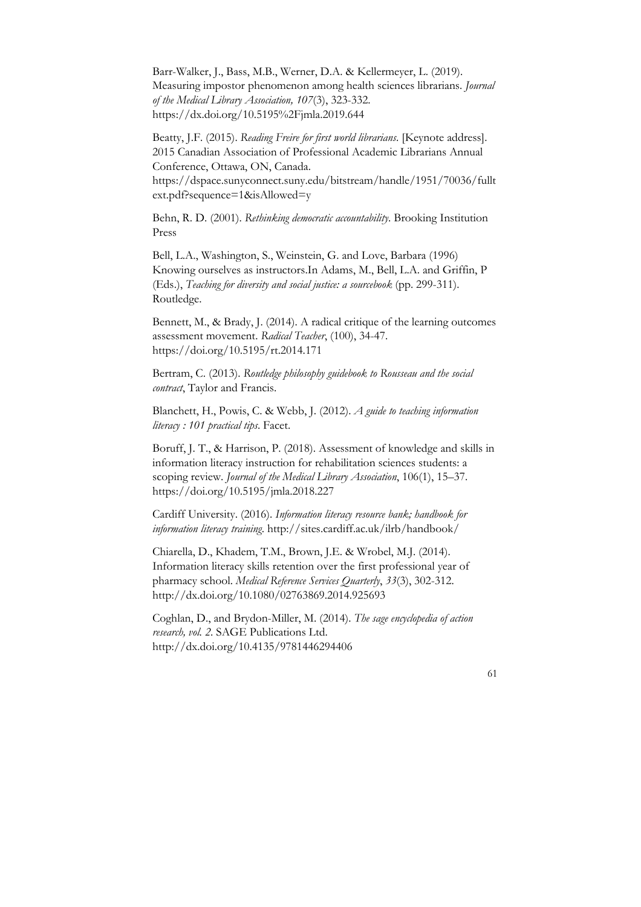Barr-Walker, J., Bass, M.B., Werner, D.A. & Kellermeyer, L. (2019). Measuring impostor phenomenon among health sciences librarians. *Journal of the Medical Library Association, 107*(3), 323-332. https://dx.doi.org/10.5195%2Fjmla.2019.644

Beatty, J.F. (2015). *Reading Freire for first world librarians*. [Keynote address]. 2015 Canadian Association of Professional Academic Librarians Annual Conference, Ottawa, ON, Canada. https://dspace.sunyconnect.suny.edu/bitstream/handle/1951/70036/fulltext.pdf?sequence=1&isAllowed=y

Behn, R. D. (2001). *Rethinking democratic accountability*. Brooking Institution Press

Bell, L.A., Washington, S., Weinstein, G. and Love, Barbara (1996) Knowing ourselves as instructors.In Adams, M., Bell, L.A. and Griffin, P (Eds.), *Teaching for diversity and social justice: a sourcebook* (pp. 299-311). Routledge.

Bennett, M., & Brady, J. (2014). A radical critique of the learning outcomes assessment movement. *Radical Teacher*, (100), 34-47. https://doi.org/10.5195/rt.2014.171

Bertram, C. (2013). *Routledge philosophy guidebook to Rousseau and the social contract*, Taylor and Francis.

Blanchett, H., Powis, C. & Webb, J. (2012). *A guide to teaching information literacy : 101 practical tips*. Facet.

Boruff, J. T., & Harrison, P. (2018). Assessment of knowledge and skills in information literacy instruction for rehabilitation sciences students: a scoping review. *Journal of the Medical Library Association*, 106(1), 15–37. https://doi.org/10.5195/jmla.2018.227

Cardiff University. (2016). *Information literacy resource bank; handbook for information literacy training*. http://sites.cardiff.ac.uk/ilrb/handbook/

Chiarella, D., Khadem, T.M., Brown, J.E. & Wrobel, M.J. (2014). Information literacy skills retention over the first professional year of pharmacy school. *Medical Reference Services Quarterly*, *33*(3), 302-312. http://dx.doi.org/10.1080/02763869.2014.925693

Coghlan, D., and Brydon-Miller, M. (2014). *The sage encyclopedia of action research, vol. 2*. SAGE Publications Ltd. http://dx.doi.org/10.4135/9781446294406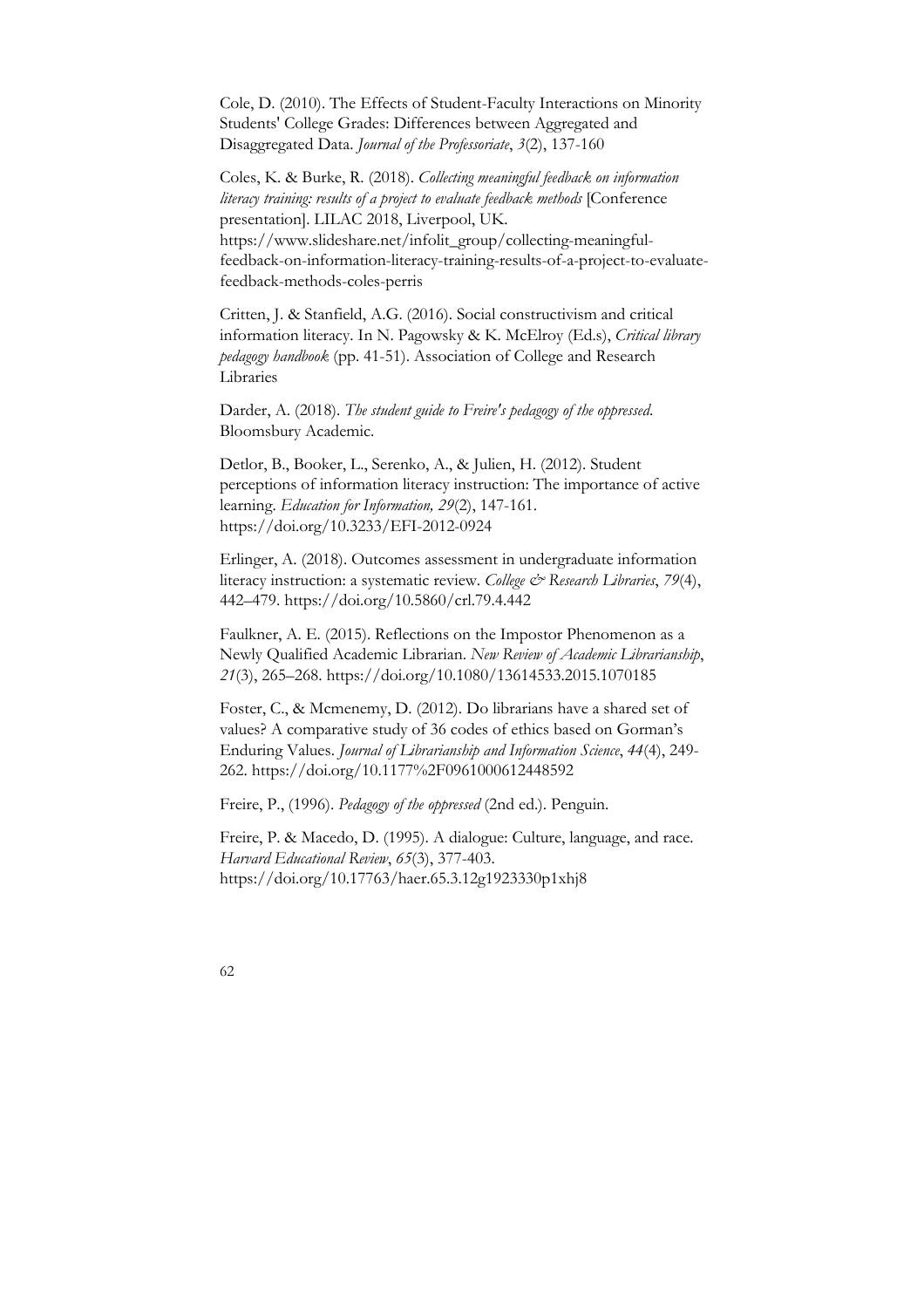Cole, D. (2010). The Effects of Student-Faculty Interactions on Minority Students' College Grades: Differences between Aggregated and Disaggregated Data. *Journal of the Professoriate*, *3*(2), 137-160

Coles, K. & Burke, R. (2018). *Collecting meaningful feedback on information literacy training: results of a project to evaluate feedback methods* [Conference presentation]. LILAC 2018, Liverpool, UK. https://www.slideshare.net/infolit_group/collecting-meaningful-feedback-on-information-literacy-training-results-of-a-project-to-evaluate-feedback-methods-coles-perris

Critten, J. & Stanfield, A.G. (2016). Social constructivism and critical information literacy. In N. Pagowsky & K. McElroy (Ed.s), *Critical library pedagogy handbook* (pp. 41-51). Association of College and Research Libraries

Darder, A. (2018). *The student guide to Freire's pedagogy of the oppressed*. Bloomsbury Academic.

Detlor, B., Booker, L., Serenko, A., & Julien, H. (2012). Student perceptions of information literacy instruction: The importance of active learning. *Education for Information, 29*(2), 147-161. https://doi.org/10.3233/EFI-2012-0924

Erlinger, A. (2018). Outcomes assessment in undergraduate information literacy instruction: a systematic review. *College & Research Libraries*, *79*(4), 442–479. https://doi.org/10.5860/crl.79.4.442

Faulkner, A. E. (2015). Reflections on the Impostor Phenomenon as a Newly Qualified Academic Librarian. *New Review of Academic Librarianship*, *21*(3), 265–268. https://doi.org/10.1080/13614533.2015.1070185

Foster, C., & Mcmenemy, D. (2012). Do librarians have a shared set of values? A comparative study of 36 codes of ethics based on Gorman's Enduring Values. *Journal of Librarianship and Information Science*, *44*(4), 249-262. https://doi.org/10.1177%2F0961000612448592

Freire, P., (1996). *Pedagogy of the oppressed* (2nd ed.). Penguin.

Freire, P. & Macedo, D. (1995). A dialogue: Culture, language, and race. *Harvard Educational Review*, *65*(3), 377-403. https://doi.org/10.17763/haer.65.3.12g1923330p1xhj8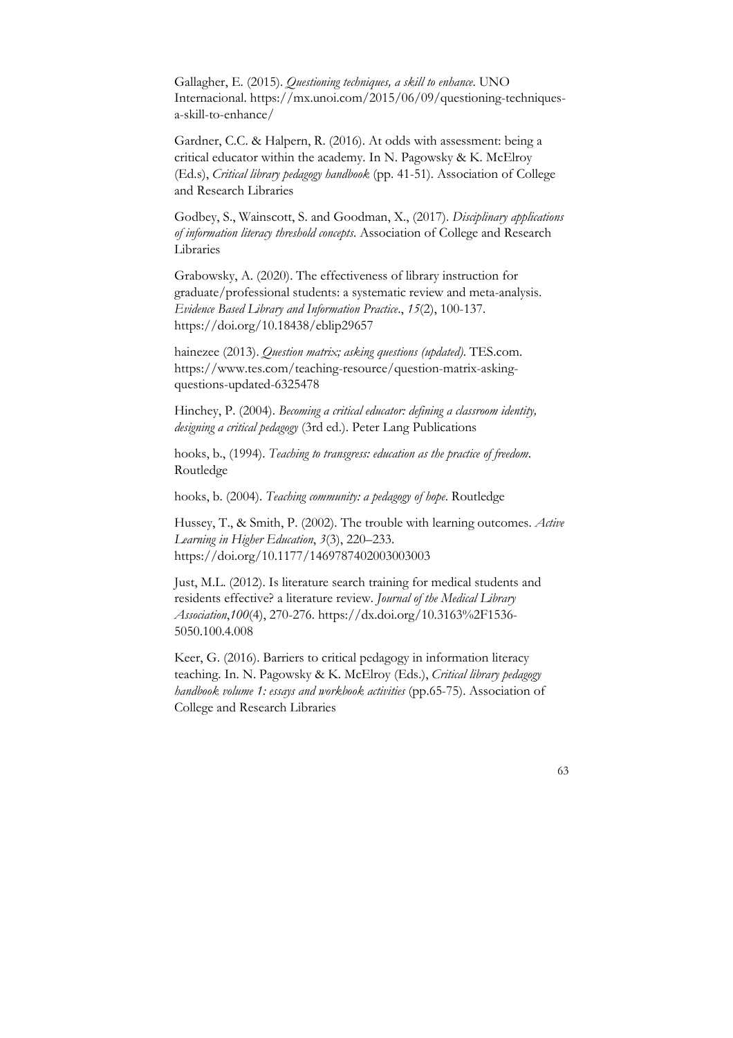Gallagher, E. (2015). *Questioning techniques, a skill to enhance*. UNO Internacional. https://mx.unoi.com/2015/06/09/questioning-techniques-a-skill-to-enhance/

Gardner, C.C. & Halpern, R. (2016). At odds with assessment: being a critical educator within the academy. In N. Pagowsky & K. McElroy (Ed.s), *Critical library pedagogy handbook* (pp. 41-51). Association of College and Research Libraries

Godbey, S., Wainscott, S. and Goodman, X., (2017). *Disciplinary applications of information literacy threshold concepts*. Association of College and Research Libraries

Grabowsky, A. (2020). The effectiveness of library instruction for graduate/professional students: a systematic review and meta-analysis. *Evidence Based Library and Information Practice*., *15*(2), 100-137. https://doi.org/10.18438/eblip29657

hainezee (2013). *Question matrix; asking questions (updated)*. TES.com. https://www.tes.com/teaching-resource/question-matrix-asking-questions-updated-6325478

Hinchey, P. (2004). *Becoming a critical educator: defining a classroom identity, designing a critical pedagogy* (3rd ed.). Peter Lang Publications

hooks, b., (1994). *Teaching to transgress: education as the practice of freedom*. Routledge

hooks, b. (2004). *Teaching community: a pedagogy of hope*. Routledge

Hussey, T., & Smith, P. (2002). The trouble with learning outcomes. *Active Learning in Higher Education*, *3*(3), 220–233. https://doi.org/10.1177/1469787402003003003

Just, M.L. (2012). Is literature search training for medical students and residents effective? a literature review. *Journal of the Medical Library Association*,*100*(4), 270-276. https://dx.doi.org/10.3163%2F1536-5050.100.4.008

Keer, G. (2016). Barriers to critical pedagogy in information literacy teaching. In. N. Pagowsky & K. McElroy (Eds.), *Critical library pedagogy handbook volume 1: essays and workbook activities* (pp.65-75). Association of College and Research Libraries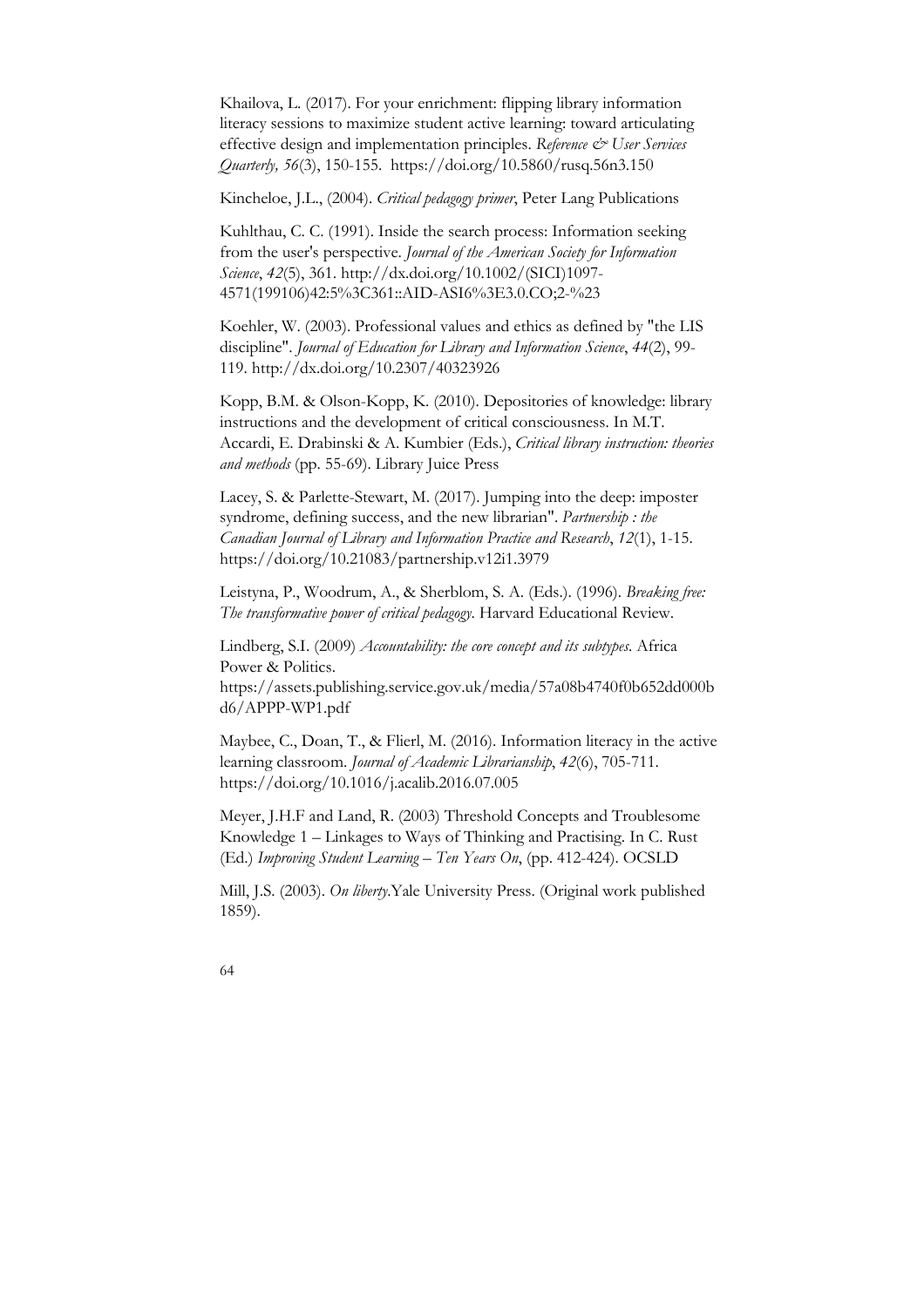Khailova, L. (2017). For your enrichment: flipping library information literacy sessions to maximize student active learning: toward articulating effective design and implementation principles. *Reference & User Services Quarterly, 56*(3), 150-155. https://doi.org/10.5860/rusq.56n3.150

Kincheloe, J.L., (2004). *Critical pedagogy primer*, Peter Lang Publications

Kuhlthau, C. C. (1991). Inside the search process: Information seeking from the user's perspective. *Journal of the American Society for Information Science*, *42*(5), 361. http://dx.doi.org/10.1002/(SICI)1097-4571(199106)42:5%3C361::AID-ASI6%3E3.0.CO;2-%23

Koehler, W. (2003). Professional values and ethics as defined by "the LIS discipline". *Journal of Education for Library and Information Science*, *44*(2), 99-119. http://dx.doi.org/10.2307/40323926

Kopp, B.M. & Olson-Kopp, K. (2010). Depositories of knowledge: library instructions and the development of critical consciousness. In M.T. Accardi, E. Drabinski & A. Kumbier (Eds.), *Critical library instruction: theories and methods* (pp. 55-69). Library Juice Press

Lacey, S. & Parlette-Stewart, M. (2017). Jumping into the deep: imposter syndrome, defining success, and the new librarian". *Partnership : the Canadian Journal of Library and Information Practice and Research*, *12*(1), 1-15. https://doi.org/10.21083/partnership.v12i1.3979

Leistyna, P., Woodrum, A., & Sherblom, S. A. (Eds.). (1996). *Breaking free: The transformative power of critical pedagogy*. Harvard Educational Review.

Lindberg, S.I. (2009) *Accountability: the core concept and its subtypes*. Africa Power & Politics. https://assets.publishing.service.gov.uk/media/57a08b4740f0b652dd000bd6/APPP-WP1.pdf

Maybee, C., Doan, T., & Flierl, M. (2016). Information literacy in the active learning classroom. *Journal of Academic Librarianship*, *42*(6), 705-711. https://doi.org/10.1016/j.acalib.2016.07.005

Meyer, J.H.F and Land, R. (2003) Threshold Concepts and Troublesome Knowledge 1 – Linkages to Ways of Thinking and Practising. In C. Rust (Ed.) *Improving Student Learning – Ten Years On*, (pp. 412-424). OCSLD

Mill, J.S. (2003). *On liberty*.Yale University Press. (Original work published 1859).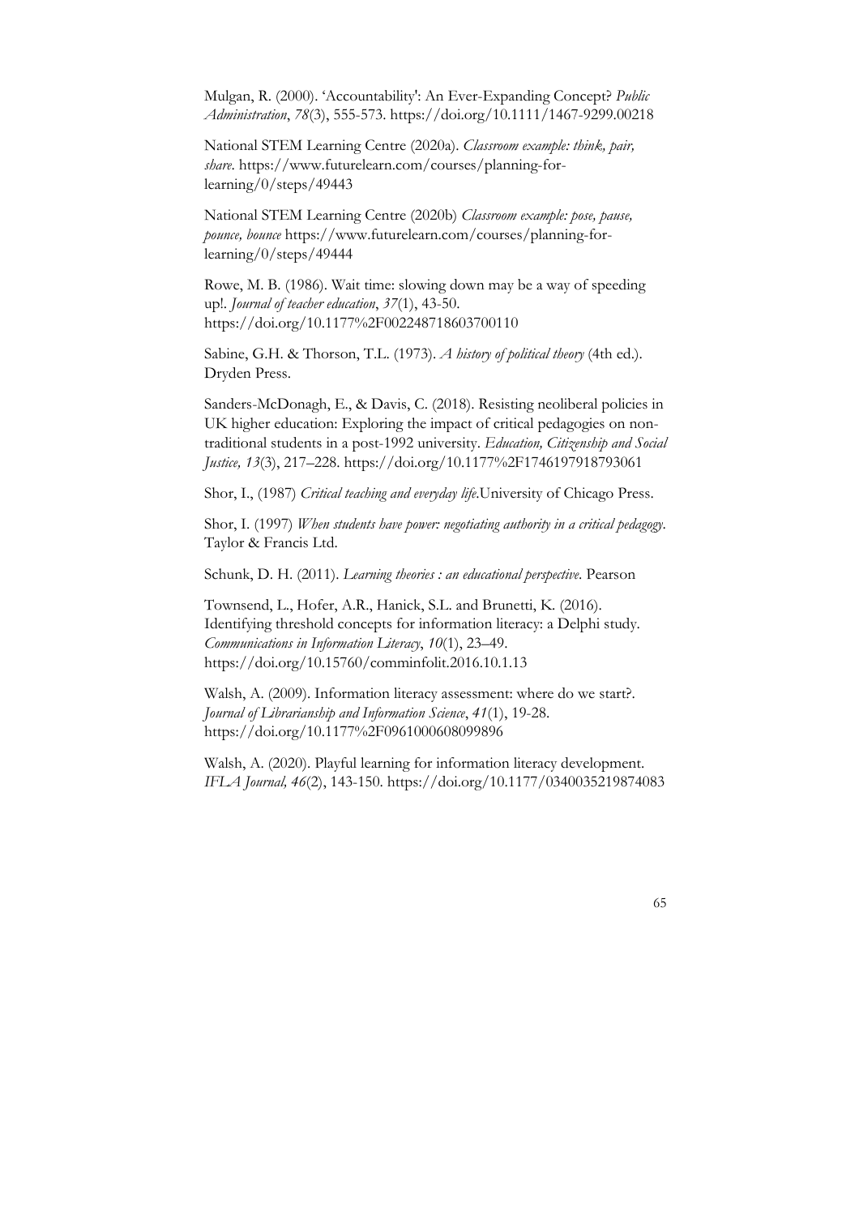Mulgan, R. (2000). 'Accountability': An Ever-Expanding Concept? *Public Administration*, *78*(3), 555-573. https://doi.org/10.1111/1467-9299.00218

National STEM Learning Centre (2020a). *Classroom example: think, pair, share*. https://www.futurelearn.com/courses/planning-for-learning/0/steps/49443

National STEM Learning Centre (2020b) *Classroom example: pose, pause, pounce, bounce* https://www.futurelearn.com/courses/planning-for-learning/0/steps/49444

Rowe, M. B. (1986). Wait time: slowing down may be a way of speeding up!. *Journal of teacher education*, *37*(1), 43-50. https://doi.org/10.1177%2F002248718603700110

Sabine, G.H. & Thorson, T.L. (1973). *A history of political theory* (4th ed.). Dryden Press.

Sanders-McDonagh, E., & Davis, C. (2018). Resisting neoliberal policies in UK higher education: Exploring the impact of critical pedagogies on non-traditional students in a post-1992 university. *Education, Citizenship and Social Justice, 13*(3), 217–228. https://doi.org/10.1177%2F1746197918793061

Shor, I., (1987) *Critical teaching and everyday life*.University of Chicago Press.

Shor, I. (1997) *When students have power: negotiating authority in a critical pedagogy*. Taylor & Francis Ltd.

Schunk, D. H. (2011). *Learning theories : an educational perspective*. Pearson

Townsend, L., Hofer, A.R., Hanick, S.L. and Brunetti, K. (2016). Identifying threshold concepts for information literacy: a Delphi study. *Communications in Information Literacy*, *10*(1), 23–49. https://doi.org/10.15760/comminfolit.2016.10.1.13

Walsh, A. (2009). Information literacy assessment: where do we start?. *Journal of Librarianship and Information Science*, *41*(1), 19-28. https://doi.org/10.1177%2F0961000608099896

Walsh, A. (2020). Playful learning for information literacy development. *IFLA Journal, 46*(2), 143-150. https://doi.org/10.1177/0340035219874083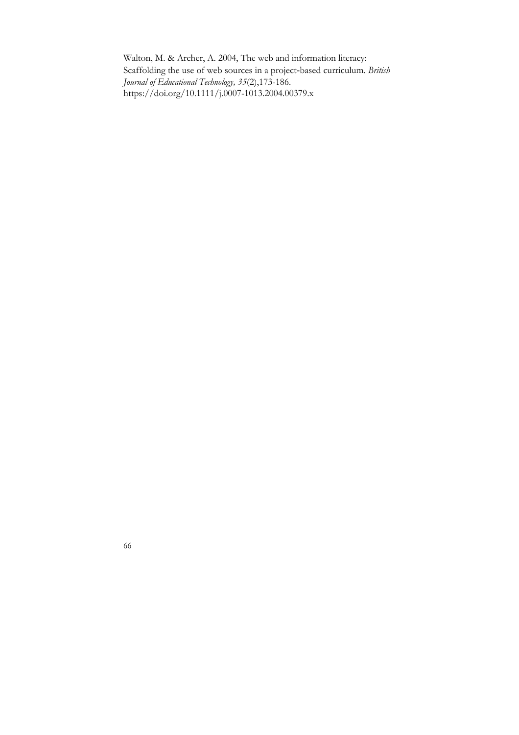Walton, M. & Archer, A. 2004, The web and information literacy: Scaffolding the use of web sources in a project-based curriculum. *British Journal of Educational Technology, 35*(2),173-186. https://doi.org/10.1111/j.0007-1013.2004.00379.x